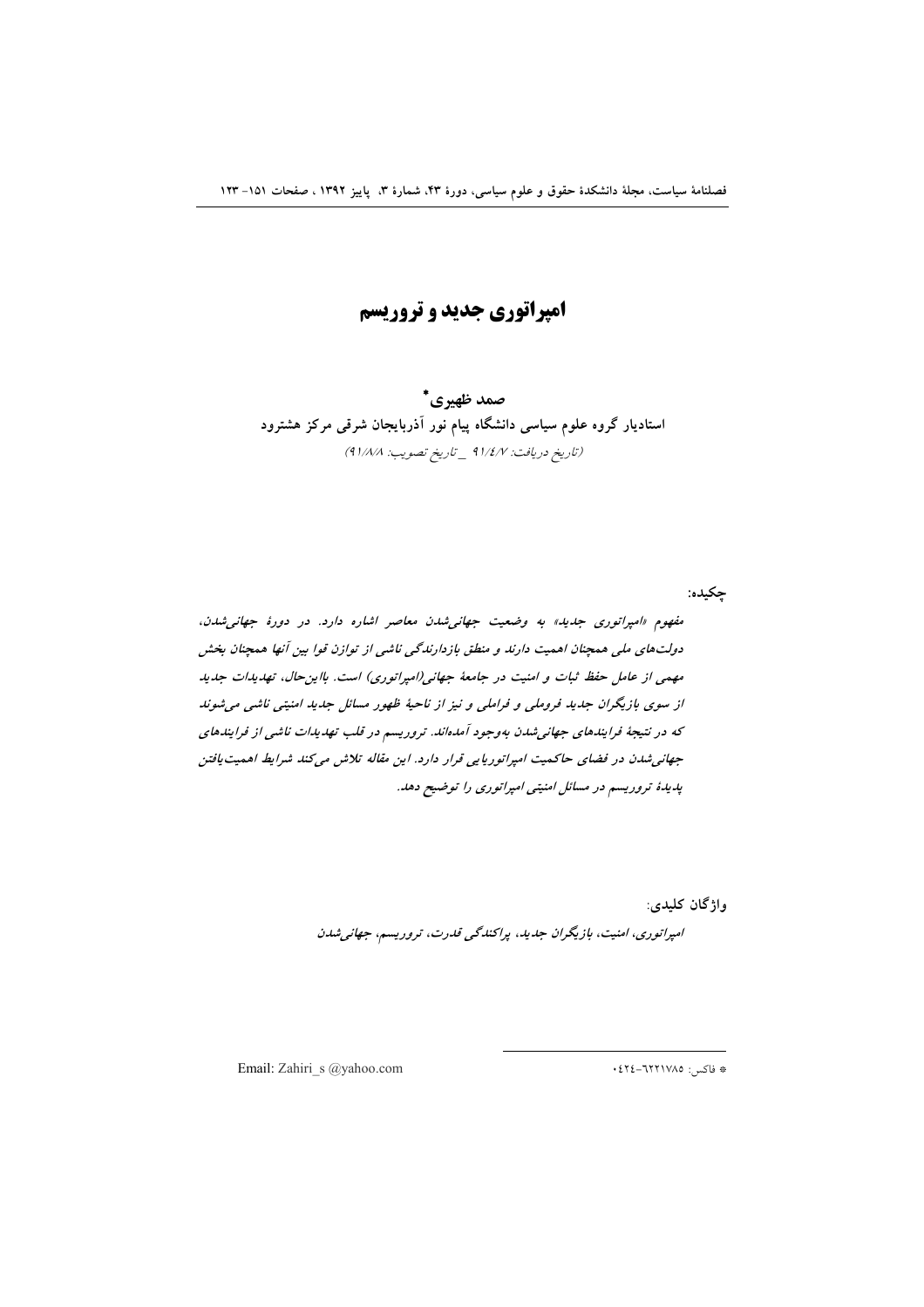# امپراتوری جدید و تروریسم

**صمد ظهیری\***

**استادیار گروه علوم سیاسی دانشگاه پیام نور آذربایجان شرقی مرکز هشترود**

*(تاریخ دریافت: ۹۱/۴/۷ _ تاریخ تصویب: ۹۱/۸/۸)*

**چکیده:**

*مفهوم «امپراتوری جدید» به وضعیت جهانی‌شدن معاصر اشاره دارد. در دورهٔ جهانی‌شدن، دولت‌های ملی همچنان اهمیت دارند و منطق بازدارندگی ناشی از توازن قوا بین آنها همچنان بخش مهمی از عامل حفظ ثبات و امنیت در جامعهٔ جهانی(امپراتوری) است. بااین‌حال، تهدیدات جدید از سوی بازیگران جدید فروملی و فراملی و نیز از ناحیهٔ ظهور مسائل جدید امنیتی ناشی می‌شوند که در نتیجهٔ فرایندهای جهانی‌شدن به‌وجود آمده‌اند. تروریسم در قلب تهدیدات ناشی از فرایندهای جهانی‌شدن در فضای حاکمیت امپراتوریایی قرار دارد. این مقاله تلاش می‌کند شرایط اهمیت‌یافتن پدیدهٔ تروریسم در مسائل امنیتی امپراتوری را توضیح دهد.*

**واژگان کلیدی:**

*امپراتوری، امنیت، بازیگران جدید، پراکندگی قدرت، تروریسم، جهانی‌شدن*

---

\* فاکس: ۰۴۲۴-۶۲۲۱۷۸۵

Email: Zahiri_s @yahoo.com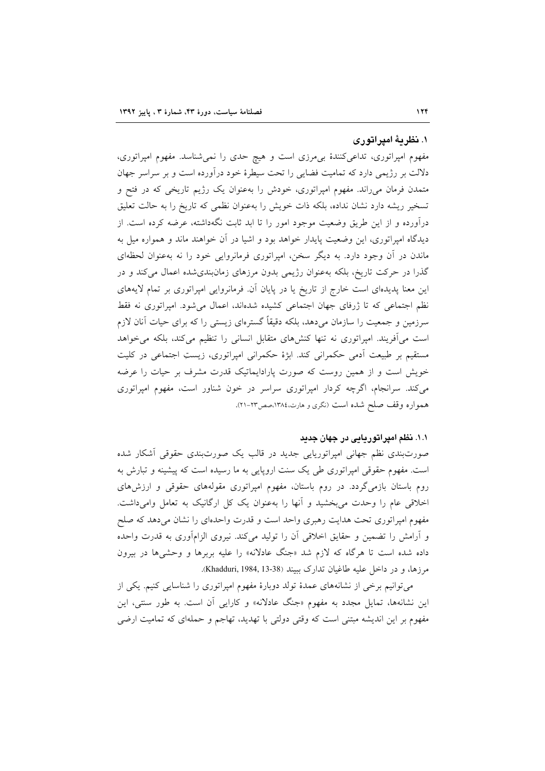## ۱. نظریهٔ امپراتوری

مفهوم امپراتوری، تداعی‌کنندهٔ بی‌مرزی است و هیچ حدی را نمی‌شناسد. مفهوم امپراتوری، دلالت بر رژیمی دارد که تمامیت فضایی را تحت سیطرهٔ خود درآورده است و بر سراسر جهان متمدن فرمان می‌راند. مفهوم امپراتوری، خودش را به‌عنوان یک رژیم تاریخی که در فتح و تسخیر ریشه دارد نشان نداده، بلکه ذات خویش را به‌عنوان نظمی که تاریخ را به حالت تعلیق درآورده و از این طریق وضعیت موجود امور را تا ابد ثابت نگه‌داشته، عرضه کرده است. از دیدگاه امپراتوری، این وضعیت پایدار خواهد بود و اشیا در آن خواهند ماند و همواره میل به ماندن در آن وجود دارد. به دیگر سخن، امپراتوری فرمانروایی خود را نه به‌عنوان لحظه‌ای گذرا در حرکت تاریخ، بلکه به‌عنوان رژیمی بدون مرزهای زمان‌بندی‌شده اعمال می‌کند و در این معنا پدیده‌ای است خارج از تاریخ یا در پایان آن. فرمانروایی امپراتوری بر تمام لایه‌های نظم اجتماعی که تا ژرفای جهان اجتماعی کشیده شده‌اند، اعمال می‌شود. امپراتوری نه فقط سرزمین و جمعیت را سازمان می‌دهد، بلکه دقیقاً گستره‌ای زیستی را که برای حیات آنان لازم است می‌آفریند. امپراتوری نه تنها کنش‌های متقابل انسانی را تنظیم می‌کند، بلکه می‌خواهد مستقیم بر طبیعت آدمی حکمرانی کند. ابژهٔ حکمرانی امپراتوری، زیستِ اجتماعی در کلیت خویش است و از همین روست که صورت پارادایماتیک قدرت مشرف بر حیات را عرضه می‌کند. سرانجام، اگرچه کردار امپراتوری سراسر در خون شناور است، مفهوم امپراتوری همواره وقف صلح شده است (نگری و هارت،۱۳۸٤،صص۲۳-۲۱).

### ۱.۱. نظم امپراتوریایی در جهان جدید

صورت‌بندی نظم جهانی امپراتوریایی جدید در قالب یک صورت‌بندی حقوقی آشکار شده است. مفهوم حقوقی امپراتوری طی یک سنت اروپایی به ما رسیده است که پیشینه و تبارش به روم باستان بازمی‌گردد. در روم باستان، مفهوم امپراتوری مقوله‌های حقوقی و ارزش‌های اخلاقی عام را وحدت می‌بخشید و آنها را به‌عنوان یک کل ارگانیک به تعامل وامی‌داشت. مفهوم امپراتوری تحت هدایت رهبری واحد است و قدرت واحده‌ای را نشان می‌دهد که صلح و آرامش را تضمین و حقایق اخلاقی آن را تولید می‌کند. نیروی الزام‌آوری به قدرت واحده داده شده است تا هرگاه که لازم شد «جنگ عادلانه» را علیه بربرها و وحشی‌ها در بیرون مرزها، و در داخل علیه طاغیان تدارک ببیند (Khadduri, 1984, 13-38).

می‌توانیم برخی از نشانه‌های عمدهٔ تولد دوبارهٔ مفهوم امپراتوری را شناسایی کنیم. یکی از این نشانه‌ها، تمایل مجدد به مفهوم «جنگ عادلانه» و کارایی آن است. به طور سنتی، این مفهوم بر این اندیشه مبتنی است که وقتی دولتی با تهدید، تهاجم و حمله‌ای که تمامیت ارضی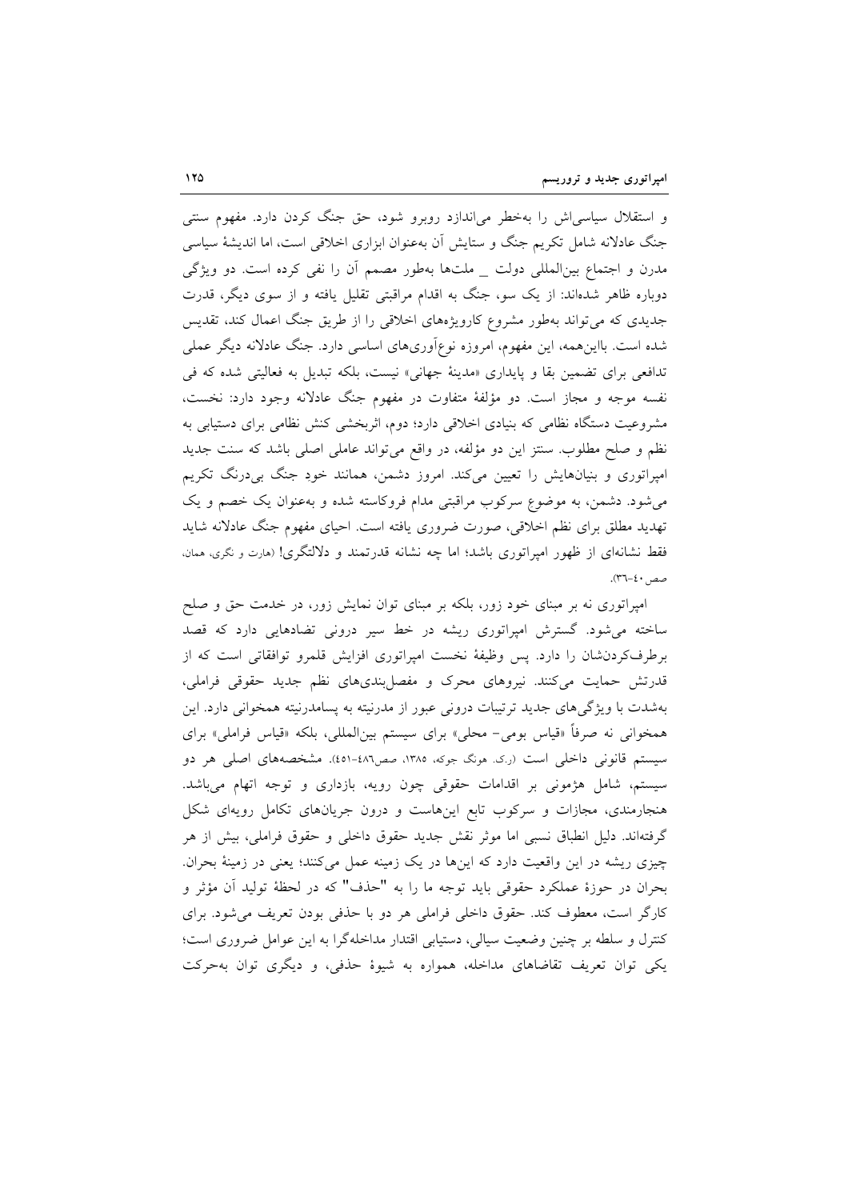و استقلال سیاسی‌اش را به‌خطر می‌اندازد روبرو شود، حق جنگ کردن دارد. مفهوم سنتی جنگ عادلانه شامل تکریم جنگ و ستایش آن به‌عنوان ابزاری اخلاقی است، اما اندیشهٔ سیاسی مدرن و اجتماع بین‌المللی دولت _ ملت‌ها به‌طور مصمم آن را نفی کرده است. دو ویژگی دوباره ظاهر شده‌اند: از یک سو، جنگ به اقدام مراقبتی تقلیل یافته و از سوی دیگر، قدرت جدیدی که می‌تواند به‌طور مشروع کارویژه‌های اخلاقی را از طریق جنگ اعمال کند، تقدیس شده است. بااین‌همه، این مفهوم، امروزه نوع‌آوری‌های اساسی دارد. جنگ عادلانه دیگر عملی تدافعی برای تضمین بقا و پایداری «مدینهٔ جهانی» نیست، بلکه تبدیل به فعالیتی شده که فی نفسه موجه و مجاز است. دو مؤلفهٔ متفاوت در مفهوم جنگ عادلانه وجود دارد: نخست، مشروعیت دستگاه نظامی که بنیادی اخلاقی دارد؛ دوم، اثربخشی کنش نظامی برای دستیابی به نظم و صلح مطلوب. سنتز این دو مؤلفه، در واقع می‌تواند عاملی اصلی باشد که سنت جدید امپراتوری و بنیان‌هایش را تعیین می‌کند. امروز دشمن، همانند خود جنگ بی‌درنگ تکریم می‌شود. دشمن، به موضوع سرکوب مراقبتی مدام فروکاسته شده و به‌عنوان یک خصم و یک تهدید مطلق برای نظم اخلاقی، صورت ضروری یافته است. احیای مفهوم جنگ عادلانه شاید فقط نشانه‌ای از ظهور امپراتوری باشد؛ اما چه نشانه قدرتمند و دلالتگری! (هارت و نگری، همان، صص ۴۰-۳۶).

امپراتوری نه بر مبنای خود زور، بلکه بر مبنای توان نمایش زور، در خدمت حق و صلح ساخته می‌شود. گسترش امپراتوری ریشه در خط سیر درونی تضادهایی دارد که قصد برطرف‌کردن‌شان را دارد. پس وظیفهٔ نخست امپراتوری افزایش قلمرو توافقاتی است که از قدرتش حمایت می‌کنند. نیروهای محرک و مفصل‌بندی‌های نظم جدید حقوقی فراملی، به‌شدت با ویژگی‌های جدید ترتیبات درونی عبور از مدرنیته به پسامدرنیته همخوانی دارد. این همخوانی نه صرفاً «قیاس بومی- محلی» برای سیستم بین‌المللی، بلکه «قیاس فراملی» برای سیستم قانونی داخلی است (ر.ک. هونگ جوکه، ۱۳۸۵، صص۴۸۶-۴۵۱). مشخصه‌های اصلی هر دو سیستم، شامل هژمونی بر اقدامات حقوقی چون رویه، بازداری و توجه اتهام می‌باشد. هنجارمندی، مجازات و سرکوب تابع این‌هاست و درون جریان‌های تکامل رویه‌ای شکل گرفته‌اند. دلیل انطباق نسبی اما موثر نقش جدید حقوق داخلی و حقوق فراملی، بیش از هر چیزی ریشه در این واقعیت دارد که این‌ها در یک زمینه عمل می‌کنند؛ یعنی در زمینهٔ بحران. بحران در حوزهٔ عملکرد حقوقی باید توجه ما را به "حذف" که در لحظهٔ تولید آن مؤثر و کارگر است، معطوف کند. حقوق داخلی فراملی هر دو با حذفی بودن تعریف می‌شود. برای کنترل و سلطه بر چنین وضعیت سیالی، دستیابی اقتدار مداخله‌گرا به این عوامل ضروری است؛ یکی توان تعریف تقاضاهای مداخله، همواره به شیوهٔ حذفی، و دیگری توان به‌حرکت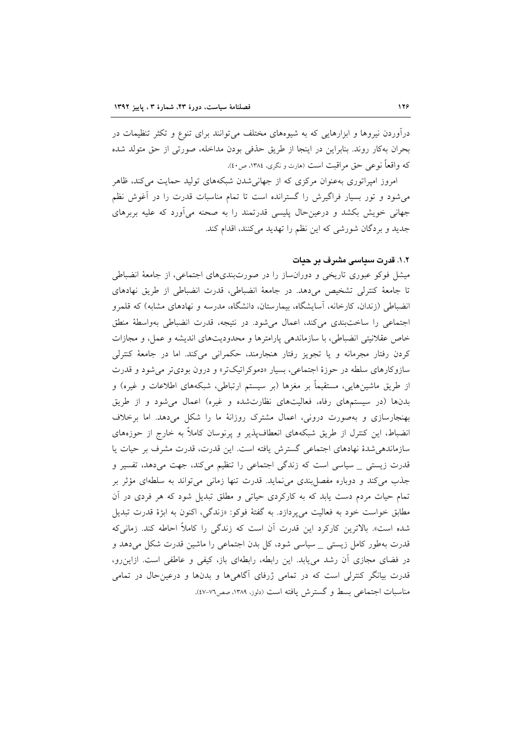درآوردن نیروها و ابزارهایی که به شیوه‌های مختلف می‌توانند برای تنوع و تکثر تنظیمات در بحران به‌کار روند. بنابراین در اینجا از طریق حذفی بودن مداخله، صورتی از حق متولد شده که واقعاً نوعی حق مراقبت است (هارت و نگری، ١٣٨٤، ص٤٠).

امروز امپراتوری به‌عنوان مرکزی که از جهانی‌شدن شبکه‌های تولید حمایت می‌کند، ظاهر می‌شود و تور بسیار فراگیرش را گسترانده است تا تمام مناسبات قدرت را در آغوش نظم جهانی خویش بکشد و درعین‌حال پلیسی قدرتمند را به صحنه می‌آورد که علیه بربرهای جدید و بردگان شورشی که این نظم را تهدید می‌کنند، اقدام کند.

### ١.٢. قدرت سیاسی مشرف بر حیات

میشل فوکو عبوری تاریخی و دوران‌ساز را در صورت‌بندی‌های اجتماعی، از جامعهٔ انضباطی تا جامعهٔ کنترلی تشخیص می‌دهد. در جامعهٔ انضباطی، قدرت انضباطی از طریق نهادهای انضباطی (زندان، کارخانه، آسایشگاه، بیمارستان، دانشگاه، مدرسه و نهادهای مشابه) که قلمرو اجتماعی را ساخت‌بندی می‌کند، اعمال می‌شود. در نتیجه، قدرت انضباطی به‌واسطهٔ منطق خاص عقلانیتی انضباطی، با سازماندهی پارامترها و محدودیت‌های اندیشه و عمل، و مجازات کردن رفتار مجرمانه و یا تجویز رفتار هنجارمند، حکمرانی می‌کند. اما در جامعهٔ کنترلی سازوکارهای سلطه در حوزهٔ اجتماعی، بسیار «دموکراتیک‌تر» و درون بودی‌تر می‌شود و قدرت از طریق ماشین‌هایی، مستقیماً بر مغزها (بر سیستم ارتباطی، شبکه‌های اطلاعات و غیره) و بدن‌ها (در سیستم‌های رفاه، فعالیت‌های نظارت‌شده و غیره) اعمال می‌شود و از طریق بهنجارسازی و به‌صورت درونی، اعمال مشترک روزانهٔ ما را شکل می‌دهد. اما برخلاف انضباط، این کنترل از طریق شبکه‌های انعطاف‌پذیر و پرنوسان کاملاً به خارج از حوزه‌های سازماندهی‌شدهٔ نهادهای اجتماعی گسترش یافته است. این قدرت، قدرت مشرف بر حیات یا قدرت زیستی _ سیاسی است که زندگی اجتماعی را تنظیم می‌کند، جهت می‌دهد، تفسیر و جذب می‌کند و دوباره مفصل‌بندی می‌نماید. قدرت تنها زمانی می‌تواند به سلطه‌ای مؤثر بر تمام حیات مردم دست یابد که به کارکردی حیاتی و مطلق تبدیل شود که هر فردی که در آن مطابق خواست خود به فعالیت می‌پردازد. به گفتهٔ فوکو: «زندگی، اکنون به ابژهٔ قدرت تبدیل شده است». بالاترین کارکرد این قدرت آن است که زندگی را کاملاً احاطه کند. زمانی‌که قدرت به‌طور کامل زیستی _ سیاسی شود، کل بدن اجتماعی را ماشین قدرت شکل می‌دهد و در فضای مجازی آن رشد می‌یابد. این رابطه، رابطه‌ای باز، کیفی و عاطفی است. ازاین‌رو، قدرت بیانگر کنترلی است که در تمامی ژرفای آگاهی‌ها و بدن‌ها و درعین‌حال در تمامی مناسبات اجتماعی بسط و گسترش یافته است (دلوز، ١٣٨٩، صص٧٦-٤٧).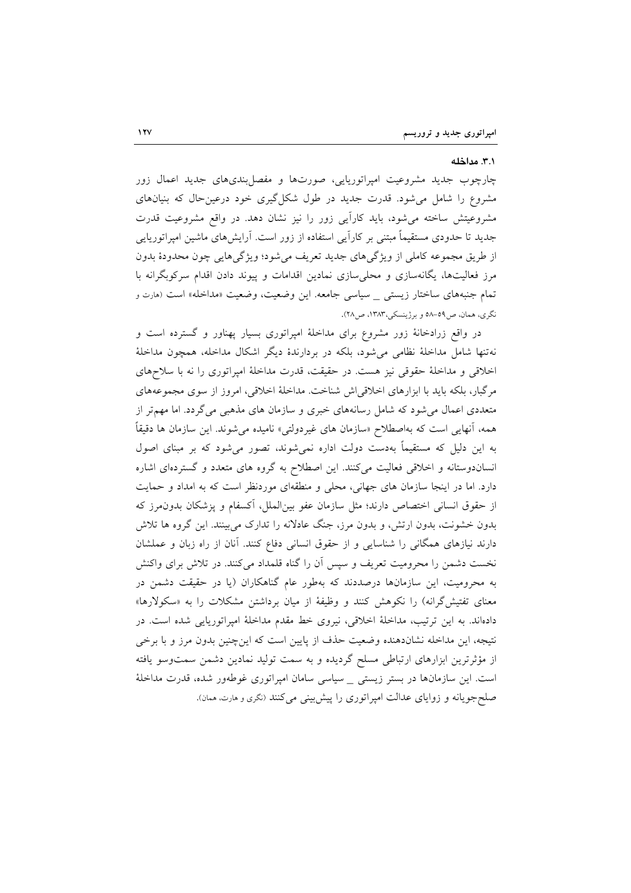### ۳.۱. مداخله

چارچوب جدید مشروعیت امپراتوریایی، صورت‌ها و مفصل‌بندی‌های جدید اعمال زور مشروع را شامل می‌شود. قدرت جدید در طول شکل‌گیری خود درعین‌حال که بنیان‌های مشروعیتش ساخته می‌شود، باید کارآیی زور را نیز نشان دهد. در واقع مشروعیت قدرت جدید تا حدودی مستقیماً مبتنی بر کارآیی استفاده از زور است. آرایش‌های ماشین امپراتوریایی از طریق مجموعه کاملی از ویژگی‌های جدید تعریف می‌شود؛ ویژگی‌هایی چون محدودهٔ بدون مرز فعالیت‌ها، یگانه‌سازی و محلی‌سازی نمادین اقدامات و پیوند دادن اقدام سرکوبگرانه با تمام جنبه‌های ساختار زیستی _ سیاسی جامعه. این وضعیت، وضعیت «مداخله» است (هارت و نگری، همان، ص۵۹-۵۸ و برژینسکی،۱۳۸۳، ص۲۸).

در واقع زرادخانهٔ زور مشروع برای مداخلهٔ امپراتوری بسیار پهناور و گسترده است و نه‌تنها شامل مداخلهٔ نظامی می‌شود، بلکه در بردارندهٔ دیگر اشکال مداخله، همچون مداخلهٔ اخلاقی و مداخلهٔ حقوقی نیز هست. در حقیقت، قدرت مداخلهٔ امپراتوری را نه با سلاح‌های مرگبار، بلکه باید با ابزارهای اخلاقی‌اش شناخت. مداخلهٔ اخلاقی، امروز از سوی مجموعه‌های متعددی اعمال می‌شود که شامل رسانه‌های خبری و سازمان های مذهبی می‌گردد. اما مهم‌تر از همه، آنهایی است که به‌اصطلاح «سازمان های غیردولتی» نامیده می‌شوند. این سازمان ها دقیقاً به این دلیل که مستقیماً به‌دست دولت اداره نمی‌شوند، تصور می‌شود که بر مبنای اصول انسان‌دوستانه و اخلاقی فعالیت می‌کنند. این اصطلاح به گروه های متعدد و گسترده‌ای اشاره دارد. اما در اینجا سازمان های جهانی، محلی و منطقه‌ای موردنظر است که به امداد و حمایت از حقوق انسانی اختصاص دارند؛ مثل سازمان عفو بین‌الملل، آکسفام و پزشکان بدون‌مرز که بدون خشونت، بدون ارتش، و بدون مرز، جنگ عادلانه را تدارک می‌بینند. این گروه ها تلاش دارند نیازهای همگانی را شناسایی و از حقوق انسانی دفاع کنند. آنان از راه زبان و عملشان نخست دشمن را محرومیت تعریف و سپس آن را گناه قلمداد می‌کنند. در تلاش برای واکنش به محرومیت، این سازمان‌ها درصددند که به‌طور عام گناهکاران (یا در حقیقت دشمن در معنای تفتیش‌گرانه) را نکوهش کنند و وظیفهٔ از میان برداشتن مشکلات را به «سکولارها» داده‌اند. به این ترتیب، مداخلهٔ اخلاقی، نیروی خط مقدم مداخلهٔ امپراتوریایی شده است. در نتیجه، این مداخله نشان‌دهنده وضعیت حذف از پایین است که این‌چنین بدون مرز و با برخی از مؤثرترین ابزارهای ارتباطی مسلح گردیده و به سمت تولید نمادین دشمن سمت‌وسو یافته است. این سازمان‌ها در بستر زیستی _ سیاسی سامان امپراتوری غوطه‌ور شده، قدرت مداخلهٔ صلح‌جویانه و زوایای عدالت امپراتوری را پیش‌بینی می‌کنند (نگری و هارت، همان).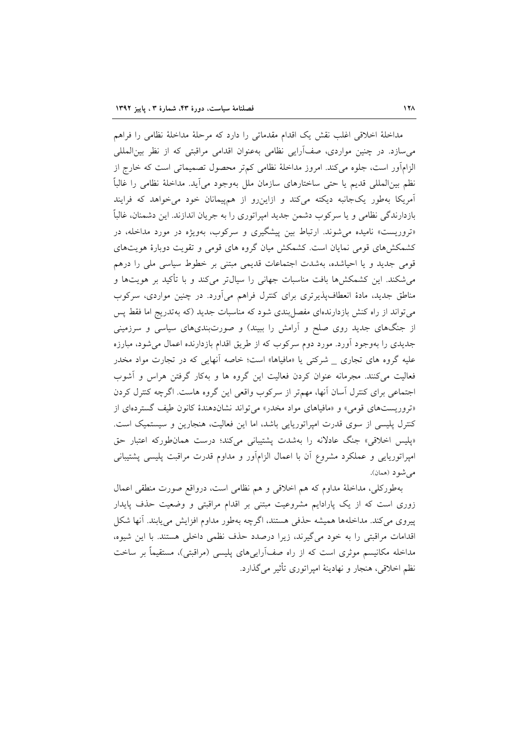مداخلهٔ اخلاقی اغلب نقش یک اقدام مقدماتی را دارد که مرحلهٔ مداخلهٔ نظامی را فراهم می‌سازد. در چنین مواردی، صف‌آرایی نظامی به‌عنوان اقدامی مراقبتی که از نظر بین‌المللی الزام‌آور است، جلوه می‌کند. امروز مداخلهٔ نظامی کم‌تر محصول تصمیماتی است که خارج از نظم بین‌المللی قدیم یا حتی ساختارهای سازمان ملل به‌وجود می‌آید. مداخلهٔ نظامی را غالباً آمریکا به‌طور یک‌جانبه دیکته می‌کند و ازاین‌رو از هم‌پیمانان خود می‌خواهد که فرایند بازدارندگی نظامی و یا سرکوب دشمن جدید امپراتوری را به جریان اندازند. این دشمنان، غالباً «تروریست» نامیده می‌شوند. ارتباط بین پیشگیری و سرکوب، به‌ویژه در مورد مداخله، در کشمکش‌های قومی نمایان است. کشمکش میان گروه های قومی و تقویت دوبارهٔ هویت‌های قومی جدید و یا احیاشده، به‌شدت اجتماعات قدیمی مبتنی بر خطوط سیاسی ملی را درهم می‌شکند. این کشمکش‌ها بافت مناسبات جهانی را سیال‌تر می‌کند و با تأکید بر هویت‌ها و مناطق جدید، مادهٔ انعطاف‌پذیرتری برای کنترل فراهم می‌آورد. در چنین مواردی، سرکوب می‌تواند از راه کنش بازدارنده‌ای مفصل‌بندی شود که مناسبات جدید (که به‌تدریج اما فقط پس از جنگ‌های جدید روی صلح و آرامش را ببیند) و صورت‌بندی‌های سیاسی و سرزمینی جدیدی را به‌وجود آورد. مورد دوم سرکوب که از طریق اقدام بازدارنده اعمال می‌شود، مبارزه علیه گروه های تجاری _ شرکتی یا «مافیاها» است؛ خاصه آنهایی که در تجارت مواد مخدر فعالیت می‌کنند. مجرمانه عنوان کردن فعالیت این گروه ها و به‌کار گرفتن هراس و آشوب اجتماعی برای کنترل آسان آنها، مهم‌تر از سرکوب واقعی این گروه هاست. اگرچه کنترل کردن «تروریست‌های قومی» و «مافیاهای مواد مخدر» می‌تواند نشان‌دهندهٔ کانون طیف گسترده‌ای از کنترل پلیسی از سوی قدرت امپراتوریایی باشد، اما این فعالیت، هنجارین و سیستمیک است. «پلیس اخلاقی» جنگ عادلانه را به‌شدت پشتیبانی می‌کند؛ درست همان‌طورکه اعتبار حق امپراتوریایی و عملکرد مشروع آن با اعمال الزام‌آور و مداوم قدرت مراقبت پلیسی پشتیبانی می‌شود (همان).

به‌طورکلی، مداخلهٔ مداوم که هم اخلاقی و هم نظامی است، درواقع صورت منطقی اعمال زوری است که از یک پارادایم مشروعیت مبتنی بر اقدام مراقبتی و وضعیت حذف پایدار پیروی می‌کند. مداخله‌ها همیشه حذفی هستند، اگرچه به‌طور مداوم افزایش می‌یابند. آنها شکل اقدامات مراقبتی را به خود می‌گیرند، زیرا درصدد حذف نظمی داخلی هستند. با این شیوه، مداخله مکانیسم موثری است که از راه صف‌آرایی‌های پلیسی (مراقبتی)، مستقیماً بر ساخت نظم اخلاقی، هنجار و نهادینهٔ امپراتوری تأثیر می‌گذارد.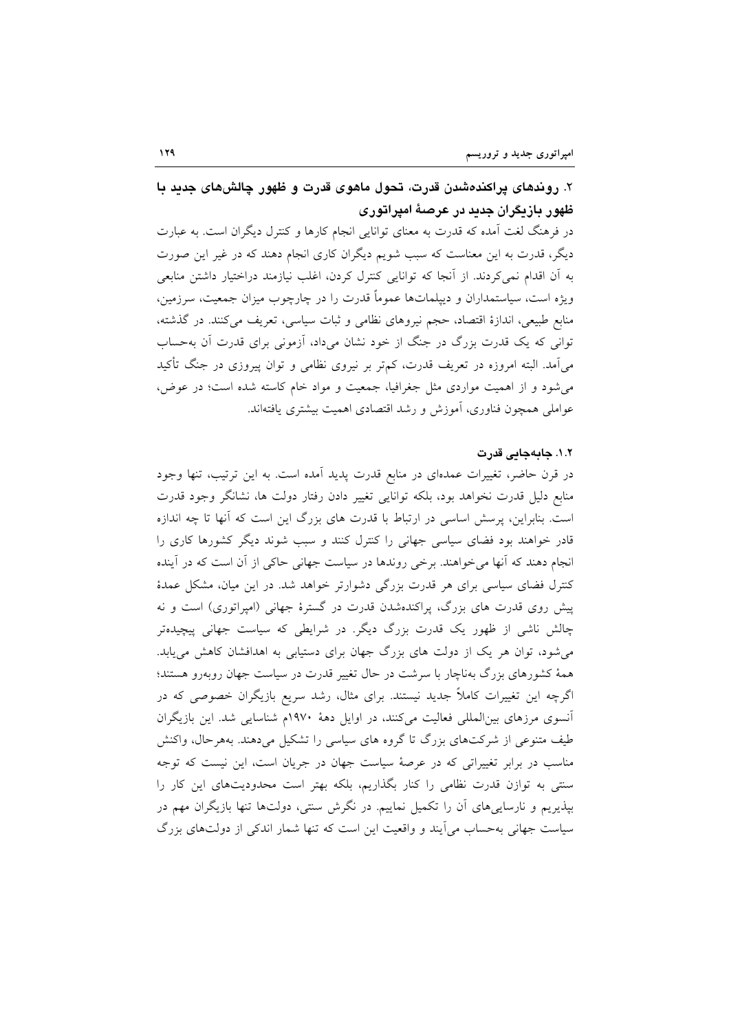## ۲. روندهای پراکنده‌شدن قدرت، تحول ماهوی قدرت و ظهور چالش‌های جدید با ظهور بازیگران جدید در عرصهٔ امپراتوری

در فرهنگ لغت آمده که قدرت به معنای توانایی انجام کارها و کنترل دیگران است. به عبارت دیگر، قدرت به این معناست که سبب شویم دیگران کاری انجام دهند که در غیر این صورت به آن اقدام نمی‌کردند. از آنجا که توانایی کنترل کردن، اغلب نیازمند دراختیار داشتن منابعی ویژه است، سیاستمداران و دیپلمات‌ها عموماً قدرت را در چارچوب میزان جمعیت، سرزمین، منابع طبیعی، اندازهٔ اقتصاد، حجم نیروهای نظامی و ثبات سیاسی، تعریف می‌کنند. در گذشته، توانی که یک قدرت بزرگ در جنگ از خود نشان می‌داد، آزمونی برای قدرت آن به‌حساب می‌آمد. البته امروزه در تعریف قدرت، کم‌تر بر نیروی نظامی و توان پیروزی در جنگ تأکید می‌شود و از اهمیت مواردی مثل جغرافیا، جمعیت و مواد خام کاسته شده است؛ در عوض، عواملی همچون فناوری، آموزش و رشد اقتصادی اهمیت بیشتری یافته‌اند.

### ۱.۲ جابه‌جایی قدرت

در قرن حاضر، تغییرات عمده‌ای در منابع قدرت پدید آمده است. به این ترتیب، تنها وجود منابع قدرت دلیل قدرت نخواهد بود، بلکه توانایی تغییر دادن رفتار دولت ها، نشانگر وجود قدرت است. بنابراین، پرسش اساسی در ارتباط با قدرت های بزرگ این است که آنها تا چه اندازه قادر خواهند بود فضای سیاسی جهانی را کنترل کنند و سبب شوند دیگر کشورها کاری را انجام دهند که آنها می‌خواهند. برخی روندها در سیاست جهانی حاکی از آن است که در آینده کنترل فضای سیاسی برای هر قدرت بزرگی دشوارتر خواهد شد. در این میان، مشکل عمدهٔ پیش روی قدرت های بزرگ، پراکنده‌شدن قدرت در گسترهٔ جهانی (امپراتوری) است و نه چالش ناشی از ظهور یک قدرت بزرگ دیگر. در شرایطی که سیاست جهانی پیچیده‌تر می‌شود، توان هر یک از دولت های بزرگ جهان برای دستیابی به اهدافشان کاهش می‌یابد. همهٔ کشورهای بزرگ به‌ناچار با سرشت در حال تغییر قدرت در سیاست جهان روبه‌رو هستند؛ اگرچه این تغییرات کاملاً جدید نیستند. برای مثال، رشد سریع بازیگران خصوصی که در آنسوی مرزهای بین‌المللی فعالیت می‌کنند، در اوایل دههٔ ۱۹۷۰م شناسایی شد. این بازیگران طیف متنوعی از شرکت‌های بزرگ تا گروه های سیاسی را تشکیل می‌دهند. به‌هرحال، واکنش مناسب در برابر تغییراتی که در عرصهٔ سیاست جهان در جریان است، این نیست که توجه سنتی به توازن قدرت نظامی را کنار بگذاریم، بلکه بهتر است محدودیت‌های این کار را بپذیریم و نارسایی‌های آن را تکمیل نماییم. در نگرش سنتی، دولت‌ها تنها بازیگران مهم در سیاست جهانی به‌حساب می‌آیند و واقعیت این است که تنها شمار اندکی از دولت‌های بزرگ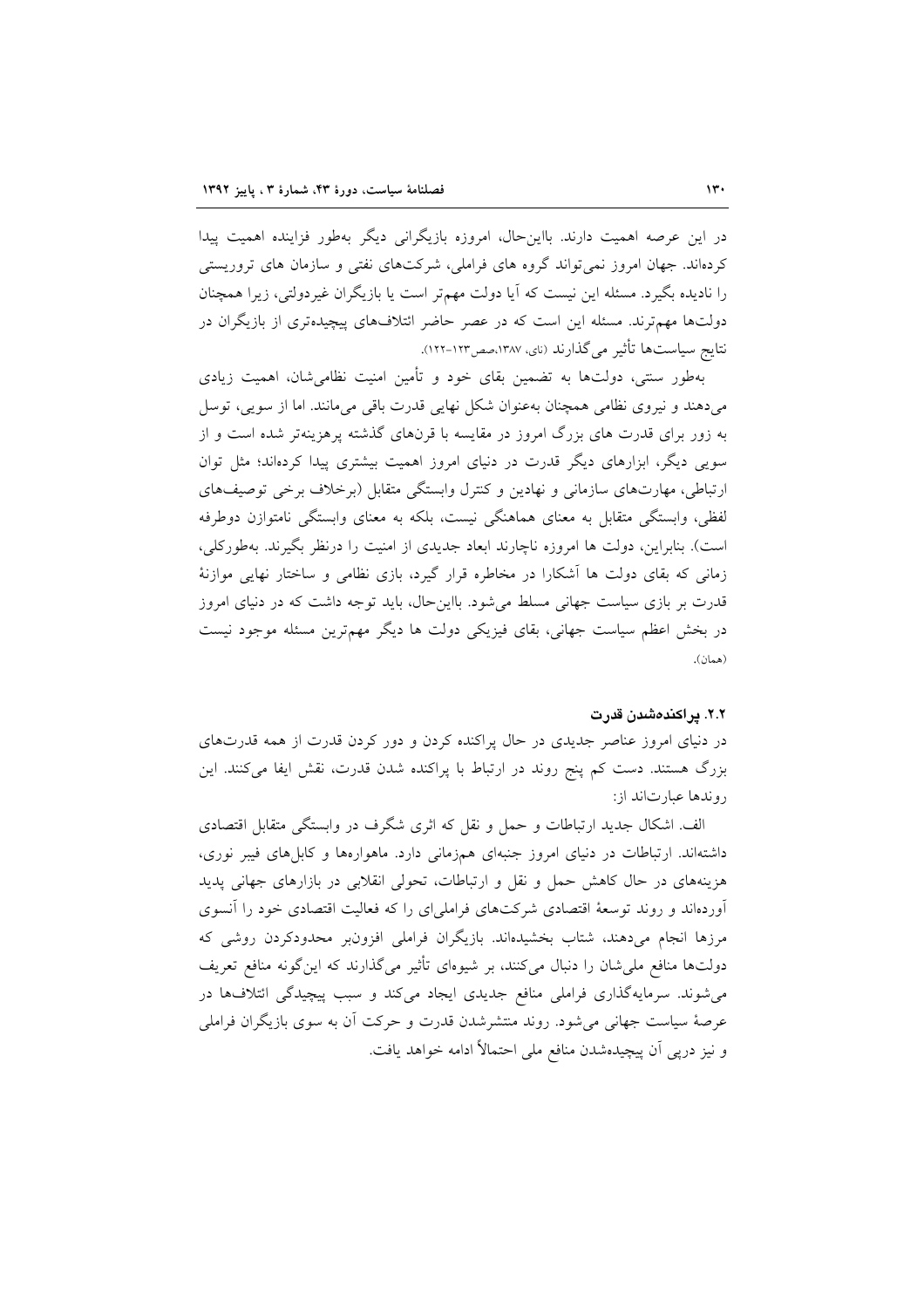در این عرصه اهمیت دارند. بااین‌حال، امروزه بازیگرانی دیگر به‌طور فزاینده اهمیت پیدا کرده‌اند. جهان امروز نمی‌تواند گروه های فراملی، شرکت‌های نفتی و سازمان های تروریستی را نادیده بگیرد. مسئله این نیست که آیا دولت مهم‌تر است یا بازیگران غیردولتی، زیرا همچنان دولت‌ها مهم‌ترند. مسئله این است که در عصر حاضر ائتلاف‌های پیچیده‌تری از بازیگران در نتایج سیاست‌ها تأثیر می‌گذارند (نای، ۱۳۸۷،صص۱۲۳-۱۲۲).

به‌طور سنتی، دولت‌ها به تضمین بقای خود و تأمین امنیت نظامی‌شان، اهمیت زیادی می‌دهند و نیروی نظامی همچنان به‌عنوان شکل نهایی قدرت باقی می‌مانند. اما از سویی، توسل به زور برای قدرت های بزرگ امروز در مقایسه با قرن‌های گذشته پرهزینه‌تر شده است و از سویی دیگر، ابزارهای دیگر قدرت در دنیای امروز اهمیت بیشتری پیدا کرده‌اند؛ مثل توان ارتباطی، مهارت‌های سازمانی و نهادین و کنترل وابستگی متقابل (برخلاف برخی توصیف‌های لفظی، وابستگی متقابل به معنای هماهنگی نیست، بلکه به معنای وابستگی نامتوازن دوطرفه است). بنابراین، دولت ها امروزه ناچارند ابعاد جدیدی از امنیت را درنظر بگیرند. به‌طورکلی، زمانی که بقای دولت ها آشکارا در مخاطره قرار گیرد، بازی نظامی و ساختار نهایی موازنهٔ قدرت بر بازی سیاست جهانی مسلط می‌شود. بااین‌حال، باید توجه داشت که در دنیای امروز در بخش اعظم سیاست جهانی، بقای فیزیکی دولت ها دیگر مهم‌ترین مسئله موجود نیست (همان).

### ۲.۲. پراکنده‌شدن قدرت

در دنیای امروز عناصر جدیدی در حال پراکنده کردن و دور کردن قدرت از همه قدرت‌های بزرگ هستند. دست کم پنج روند در ارتباط با پراکنده شدن قدرت، نقش ایفا می‌کنند. این روندها عبارت‌اند از:

الف. اشکال جدید ارتباطات و حمل و نقل که اثری شگرف در وابستگی متقابل اقتصادی داشته‌اند. ارتباطات در دنیای امروز جنبه‌ای هم‌زمانی دارد. ماهواره‌ها و کابل‌های فیبر نوری، هزینه‌های در حال کاهش حمل و نقل و ارتباطات، تحولی انقلابی در بازارهای جهانی پدید آورده‌اند و روند توسعهٔ اقتصادی شرکت‌های فراملی‌ای را که فعالیت اقتصادی خود را آنسوی مرزها انجام می‌دهند، شتاب بخشیده‌اند. بازیگران فراملی افزون‌بر محدودکردن روشی که دولت‌ها منافع ملی‌شان را دنبال می‌کنند، بر شیوه‌ای تأثیر می‌گذارند که این‌گونه منافع تعریف می‌شوند. سرمایه‌گذاری فراملی منافع جدیدی ایجاد می‌کند و سبب پیچیدگی ائتلاف‌ها در عرصهٔ سیاست جهانی می‌شود. روند منتشرشدن قدرت و حرکت آن به سوی بازیگران فراملی و نیز درپی آن پیچیده‌شدن منافع ملی احتمالاً ادامه خواهد یافت.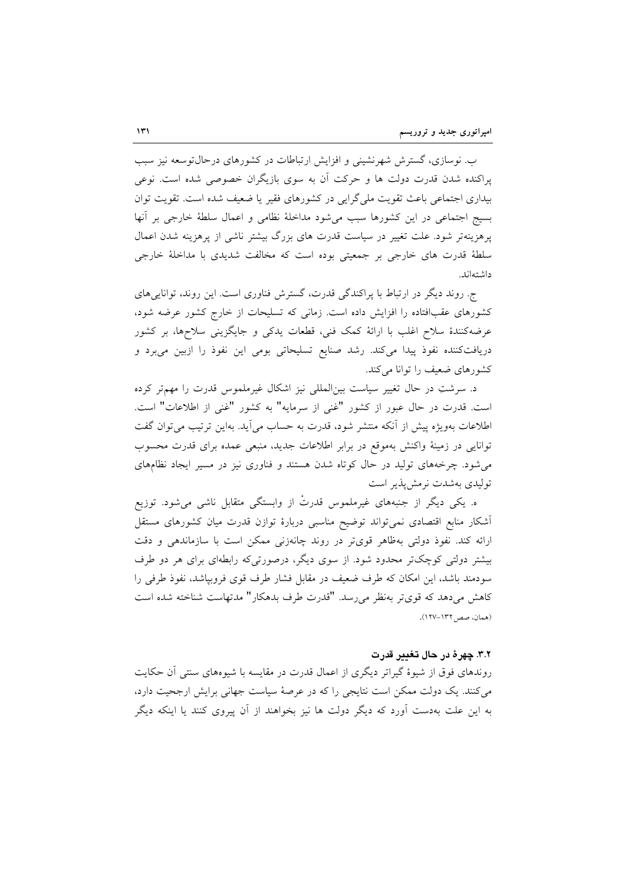ب. نوسازی، گسترش شهرنشینی و افزایش ارتباطات در کشورهای درحال‌توسعه نیز سبب پراکنده شدن قدرت دولت ها و حرکت آن به سوی بازیگران خصوصی شده است. نوعی بیداری اجتماعی باعث تقویت ملی‌گرایی در کشورهای فقیر یا ضعیف شده است. تقویت توان بسیج اجتماعی در این کشورها سبب می‌شود مداخلهٔ نظامی و اعمال سلطهٔ خارجی بر آنها پرهزینه‌تر شود. علت تغییر در سیاست قدرت های بزرگ بیشتر ناشی از پرهزینه شدن اعمال سلطهٔ قدرت های خارجی بر جمعیتی بوده است که مخالفت شدیدی با مداخلهٔ خارجی داشته‌اند.

ج. روند دیگر در ارتباط با پراکندگی قدرت، گسترش فناوری است. این روند، توانایی‌های کشورهای عقب‌افتاده را افزایش داده است. زمانی که تسلیحات از خارج کشور عرضه شود، عرضه‌کنندهٔ سلاح اغلب با ارائهٔ کمک فنی، قطعات یدکی و جایگزینی سلاح‌ها، بر کشور دریافت‌کننده نفوذ پیدا می‌کند. رشد صنایع تسلیحاتی بومی این نفوذ را ازبین می‌برد و کشورهای ضعیف را توانا می‌کند.

د. سرشتِ در حال تغییر سیاست بین‌المللی نیز اشکال غیرملموس قدرت را مهم‌تر کرده است. قدرت در حال عبور از کشور "غنی از سرمایه" به کشور "غنی از اطلاعات" است. اطلاعات به‌ویژه پیش از آنکه منتشر شود، قدرت به حساب می‌آید. به‌این ترتیب می‌توان گفت توانایی در زمینهٔ واکنش به‌موقع در برابر اطلاعات جدید، منبعی عمده برای قدرت محسوب می‌شود. چرخه‌های تولید در حال کوتاه شدن هستند و فناوری نیز در مسیر ایجاد نظام‌های تولیدی به‌شدت نرمش‌پذیر است

ه. یکی دیگر از جنبه‌های غیرملموس قدرتْ از وابستگی متقابل ناشی می‌شود. توزیع آشکار منابع اقتصادی نمی‌تواند توضیح مناسبی دربارهٔ توازن قدرت میان کشورهای مستقل ارائه کند. نفوذ دولتی به‌ظاهر قوی‌تر در روند چانه‌زنی ممکن است با سازماندهی و دقت بیشتر دولتی کوچک‌تر محدود شود. از سوی دیگر، درصورتی‌که رابطه‌ای برای هر دو طرف سودمند باشد، این امکان که طرف ضعیف در مقابل فشار طرف قوی فروبپاشد، نفوذ طرفی را کاهش می‌دهد که قوی‌تر به‌نظر می‌رسد. "قدرت طرف بدهکار" مدتهاست شناخته شده است (همان، صص ۱۳۲-۱۲۷).

### ۳.۲ چهرهٔ در حال تغییر قدرت

روندهای فوق از شیوهٔ گیراتر دیگری از اعمال قدرت در مقایسه با شیوه‌های سنتی آن حکایت می‌کنند. یک دولت ممکن است نتایجی را که در عرصهٔ سیاست جهانی برایش ارجحیت دارد، به این علت به‌دست آورد که دیگر دولت ها نیز بخواهند از آن پیروی کنند یا اینکه دیگر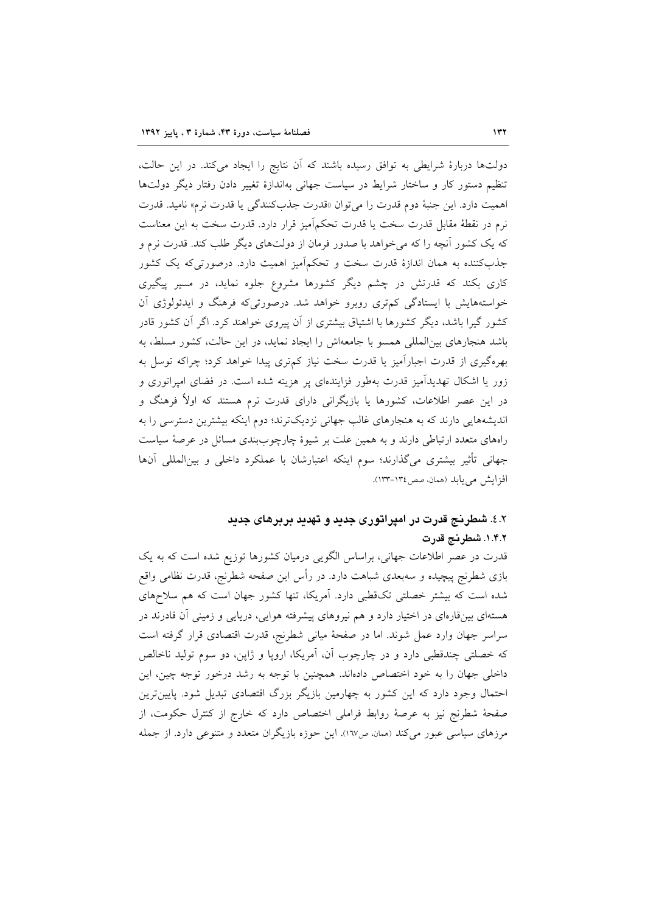دولت‌ها دربارۀ شرایطی به توافق رسیده باشند که آن نتایج را ایجاد می‌کند. در این حالت، تنظیم دستور کار و ساختار شرایط در سیاست جهانی به‌اندازۀ تغییر دادن رفتار دیگر دولت‌ها اهمیت دارد. این جنبۀ دوم قدرت را می‌توان «قدرت جذب‌کنندگی یا قدرت نرم» نامید. قدرت نرم در نقطۀ مقابل قدرت سخت یا قدرت تحکم‌آمیز قرار دارد. قدرت سخت به این معناست که یک کشور آنچه را که می‌خواهد با صدور فرمان از دولت‌های دیگر طلب کند. قدرت نرم و جذب‌کننده به همان اندازۀ قدرت سخت و تحکم‌آمیز اهمیت دارد. درصورتی‌که یک کشور کاری بکند که قدرتش در چشم دیگر کشورها مشروع جلوه نماید، در مسیر پیگیری خواسته‌هایش با ایستادگی کم‌تری روبرو خواهد شد. درصورتی‌که فرهنگ و ایدئولوژی آن کشور گیرا باشد، دیگر کشورها با اشتیاق بیشتری از آن پیروی خواهند کرد. اگر آن کشور قادر باشد هنجارهای بین‌المللی همسو با جامعه‌اش را ایجاد نماید، در این حالت، کشور مسلط، به بهره‌گیری از قدرت اجبارآمیز یا قدرت سخت نیاز کم‌تری پیدا خواهد کرد؛ چراکه توسل به زور یا اشکال تهدیدآمیز قدرت به‌طور فزاینده‌ای پر هزینه شده است. در فضای امپراتوری و در این عصر اطلاعات، کشورها یا بازیگرانی دارای قدرت نرم هستند که اولاً فرهنگ و اندیشه‌هایی دارند که به هنجارهای غالب جهانی نزدیک‌ترند؛ دوم اینکه بیشترین دسترسی را به راه‌های متعدد ارتباطی دارند و به همین علت بر شیوۀ چارچوب‌بندی مسائل در عرصۀ سیاست جهانی تأثیر بیشتری می‌گذارند؛ سوم اینکه اعتبارشان با عملکرد داخلی و بین‌المللی آن‌ها افزایش می‌یابد (همان، صص ۱۳۴-۱۳۳).

## ۲.۴. شطرنج قدرت در امپراتوری جدید و تهدید بربرهای جدید

### ۱.۴.۲. شطرنج قدرت

قدرت در عصر اطلاعات جهانی، براساس الگویی درمیان کشورها توزیع شده است که به یک بازی شطرنج پیچیده و سه‌بعدی شباهت دارد. در رأس این صفحه شطرنج، قدرت نظامی واقع شده است که بیشتر خصلتی تک‌قطبی دارد. آمریکا، تنها کشور جهان است که هم سلاح‌های هسته‌ای بین‌قاره‌ای در اختیار دارد و هم نیروهای پیشرفته هوایی، دریایی و زمینی آن قادرند در سراسر جهان وارد عمل شوند. اما در صفحۀ میانی شطرنج، قدرت اقتصادی قرار گرفته است که خصلتی چندقطبی دارد و در چارچوب آن، آمریکا، اروپا و ژاپن، دو سوم تولید ناخالص داخلی جهان را به خود اختصاص داده‌اند. همچنین با توجه به رشد درخور توجه چین، این احتمال وجود دارد که این کشور به چهارمین بازیگر بزرگ اقتصادی تبدیل شود. پایین‌ترین صفحۀ شطرنج نیز به عرصۀ روابط فراملی اختصاص دارد که خارج از کنترل حکومت، از مرزهای سیاسی عبور می‌کند (همان، ص۱۶۷). این حوزه بازیگران متعدد و متنوعی دارد. از جمله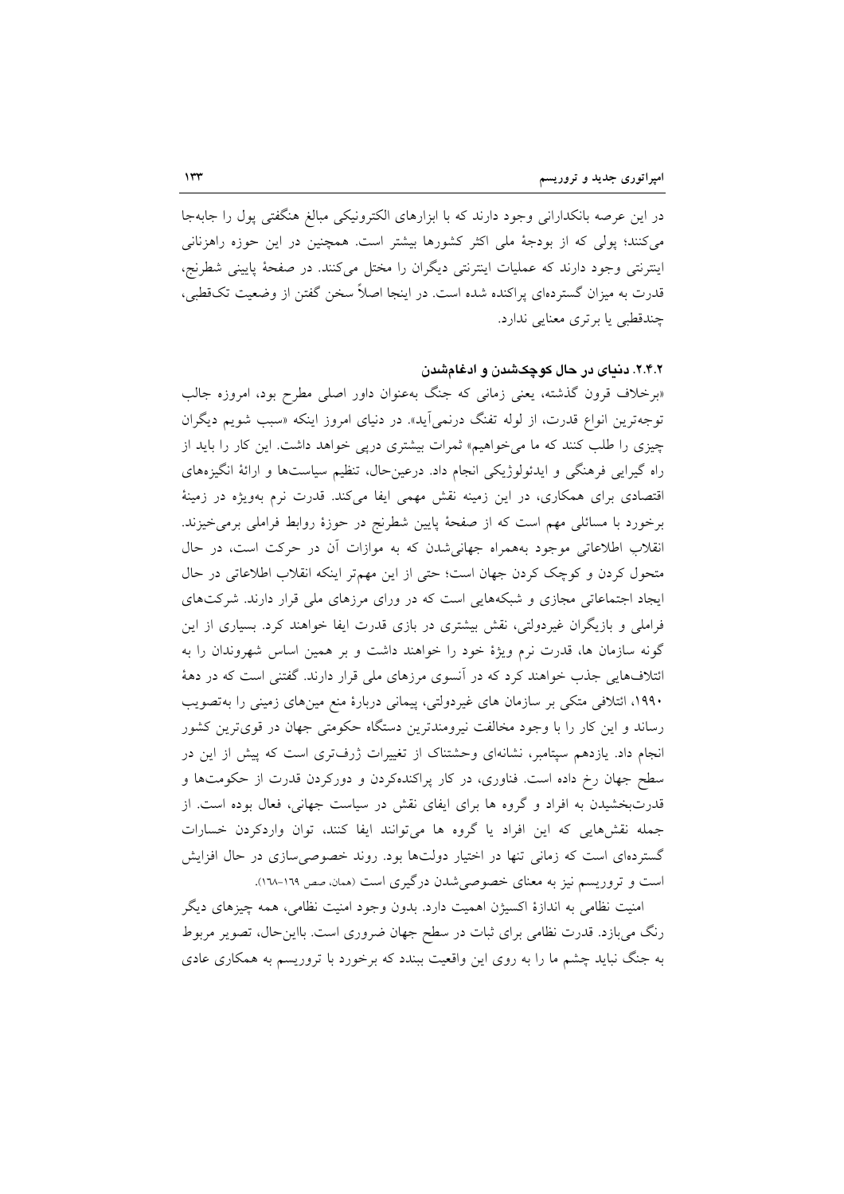در این عرصه بانکدارانی وجود دارند که با ابزارهای الکترونیکی مبالغ هنگفتی پول را جابه‌جا می‌کنند؛ پولی که از بودجهٔ ملی اکثر کشورها بیشتر است. همچنین در این حوزه راهزنانی اینترنتی وجود دارند که عملیات اینترنتی دیگران را مختل می‌کنند. در صفحهٔ پایینی شطرنج، قدرت به میزان گسترده‌ای پراکنده شده است. در اینجا اصلاً سخن گفتن از وضعیت تک‌قطبی، چندقطبی یا برتری معنایی ندارد.

### ۲.۴.۲. دنیای در حال کوچک‌شدن و ادغام‌شدن

«برخلاف قرون گذشته، یعنی زمانی که جنگ به‌عنوان داور اصلی مطرح بود، امروزه جالب توجه‌ترین انواع قدرت، از لوله تفنگ درنمی‌آید». در دنیای امروز اینکه «سبب شویم دیگران چیزی را طلب کنند که ما می‌خواهیم» ثمرات بیشتری درپی خواهد داشت. این کار را باید از راه گیرایی فرهنگی و ایدئولوژیکی انجام داد. درعین‌حال، تنظیم سیاست‌ها و ارائهٔ انگیزه‌های اقتصادی برای همکاری، در این زمینه نقش مهمی ایفا می‌کند. قدرت نرم به‌ویژه در زمینهٔ برخورد با مسائلی مهم است که از صفحهٔ پایین شطرنج در حوزهٔ روابط فراملی برمی‌خیزند. انقلاب اطلاعاتی موجود به‌همراه جهانی‌شدن که به موازات آن در حرکت است، در حال متحول کردن و کوچک کردن جهان است؛ حتی از این مهم‌تر اینکه انقلاب اطلاعاتی در حال ایجاد اجتماعاتی مجازی و شبکه‌هایی است که در ورای مرزهای ملی قرار دارند. شرکت‌های فراملی و بازیگران غیردولتی، نقش بیشتری در بازی قدرت ایفا خواهند کرد. بسیاری از این گونه سازمان ها، قدرت نرم ویژهٔ خود را خواهند داشت و بر همین اساس شهروندان را به ائتلاف‌هایی جذب خواهند کرد که در آنسوی مرزهای ملی قرار دارند. گفتنی است که در دههٔ ۱۹۹۰، ائتلافی متکی بر سازمان های غیردولتی، پیمانی دربارهٔ منع مین‌های زمینی را به‌تصویب رساند و این کار را با وجود مخالفت نیرومندترین دستگاه حکومتی جهان در قوی‌ترین کشور انجام داد. یازدهم سپتامبر، نشانه‌ای وحشتناک از تغییرات ژرف‌تری است که پیش از این در سطح جهان رخ داده است. فناوری، در کار پراکنده‌کردن و دورکردن قدرت از حکومت‌ها و قدرت‌بخشیدن به افراد و گروه ها برای ایفای نقش در سیاست جهانی، فعال بوده است. از جمله نقش‌هایی که این افراد یا گروه ها می‌توانند ایفا کنند، توان واردکردن خسارات گسترده‌ای است که زمانی تنها در اختیار دولت‌ها بود. روند خصوصی‌سازی در حال افزایش است و تروریسم نیز به معنای خصوصی‌شدن درگیری است (همان، صص ۱۶۹–۱۶۸).

امنیت نظامی به اندازهٔ اکسیژن اهمیت دارد. بدون وجود امنیت نظامی، همه چیزهای دیگر رنگ می‌بازد. قدرت نظامی برای ثبات در سطح جهان ضروری است. بااین‌حال، تصویر مربوط به جنگ نباید چشم ما را به روی این واقعیت ببندد که برخورد با تروریسم به همکاری عادی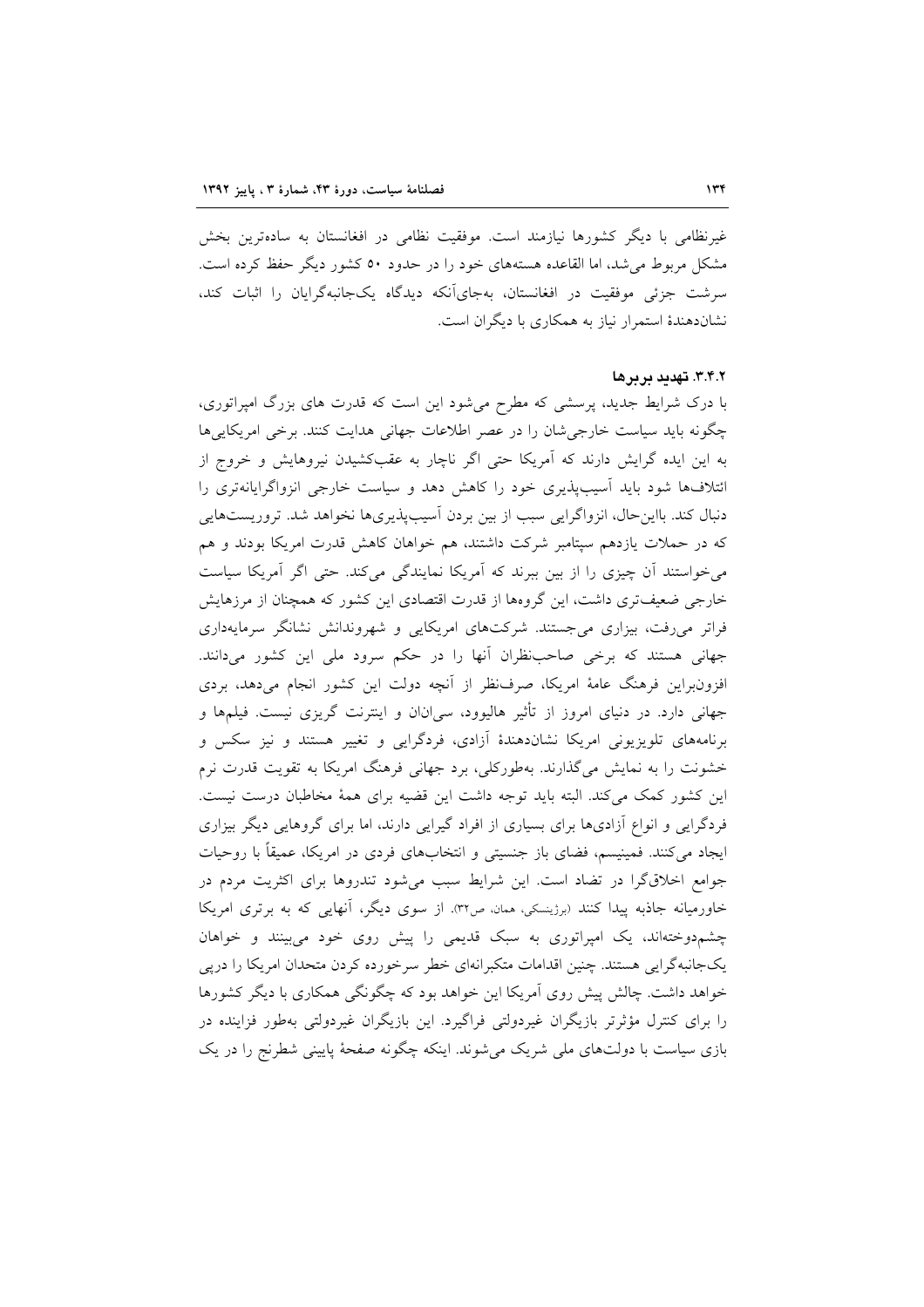غیرنظامی با دیگر کشورها نیازمند است. موفقیت نظامی در افغانستان به ساده‌ترین بخش مشکل مربوط می‌شد، اما القاعده هسته‌های خود را در حدود ۵۰ کشور دیگر حفظ کرده است. سرشت جزئی موفقیت در افغانستان، به‌جای‌آنکه دیدگاه یک‌جانبه‌گرایان را اثبات کند، نشان‌دهندهٔ استمرار نیاز به همکاری با دیگران است.

### ۳.۴.۲. تهدید بربرها

با درک شرایط جدید، پرسشی که مطرح می‌شود این است که قدرت های بزرگ امپراتوری، چگونه باید سیاست خارجی‌شان را در عصر اطلاعات جهانی هدایت کنند. برخی امریکایی‌ها به این ایده گرایش دارند که آمریکا حتی اگر ناچار به عقب‌کشیدن نیروهایش و خروج از ائتلاف‌ها شود باید آسیب‌پذیری خود را کاهش دهد و سیاست خارجی انزواگرایانه‌تری را دنبال کند. بااین‌حال، انزواگرایی سبب از بین بردن آسیب‌پذیری‌ها نخواهد شد. تروریست‌هایی که در حملات یازدهم سپتامبر شرکت داشتند، هم خواهان کاهش قدرت امریکا بودند و هم می‌خواستند آن چیزی را از بین ببرند که آمریکا نمایندگی می‌کند. حتی اگر آمریکا سیاست خارجی ضعیف‌تری داشت، این گروهها از قدرت اقتصادی این کشور که همچنان از مرزهایش فراتر می‌رفت، بیزاری می‌جستند. شرکت‌های امریکایی و شهروندانش نشانگر سرمایه‌داری جهانی هستند که برخی صاحب‌نظران آنها را در حکم سرود ملی این کشور می‌دانند. افزون‌براین فرهنگ عامهٔ امریکا، صرف‌نظر از آنچه دولت این کشور انجام می‌دهد، بردی جهانی دارد. در دنیای امروز از تأثیر هالیوود، سی‌ان‌ان و اینترنت گریزی نیست. فیلم‌ها و برنامه‌های تلویزیونی امریکا نشان‌دهندهٔ آزادی، فردگرایی و تغییر هستند و نیز سکس و خشونت را به نمایش می‌گذارند. به‌طورکلی، برد جهانی فرهنگ امریکا به تقویت قدرت نرم این کشور کمک می‌کند. البته باید توجه داشت این قضیه برای همهٔ مخاطبان درست نیست. فردگرایی و انواع آزادی‌ها برای بسیاری از افراد گیرایی دارند، اما برای گروهایی دیگر بیزاری ایجاد می‌کنند. فمینیسم، فضای باز جنسیتی و انتخاب‌های فردی در امریکا، عمیقاً با روحیات جوامع اخلاق‌گرا در تضاد است. این شرایط سبب می‌شود تندروها برای اکثریت مردم در خاورمیانه جاذبه پیدا کنند (برژینسکی، همان، ص۳۲). از سوی دیگر، آنهایی که به برتری امریکا چشم‌دوخته‌اند، یک امپراتوری به سبک قدیمی را پیش روی خود می‌بینند و خواهان یک‌جانبه‌گرایی هستند. چنین اقدامات متکبرانه‌ای خطر سرخورده کردن متحدان امریکا را درپی خواهد داشت. چالش پیش روی آمریکا این خواهد بود که چگونگی همکاری با دیگر کشورها را برای کنترل مؤثرتر بازیگران غیردولتی فراگیرد. این بازیگران غیردولتی به‌طور فزاینده در بازی سیاست با دولت‌های ملی شریک می‌شوند. اینکه چگونه صفحهٔ پایینی شطرنج را در یک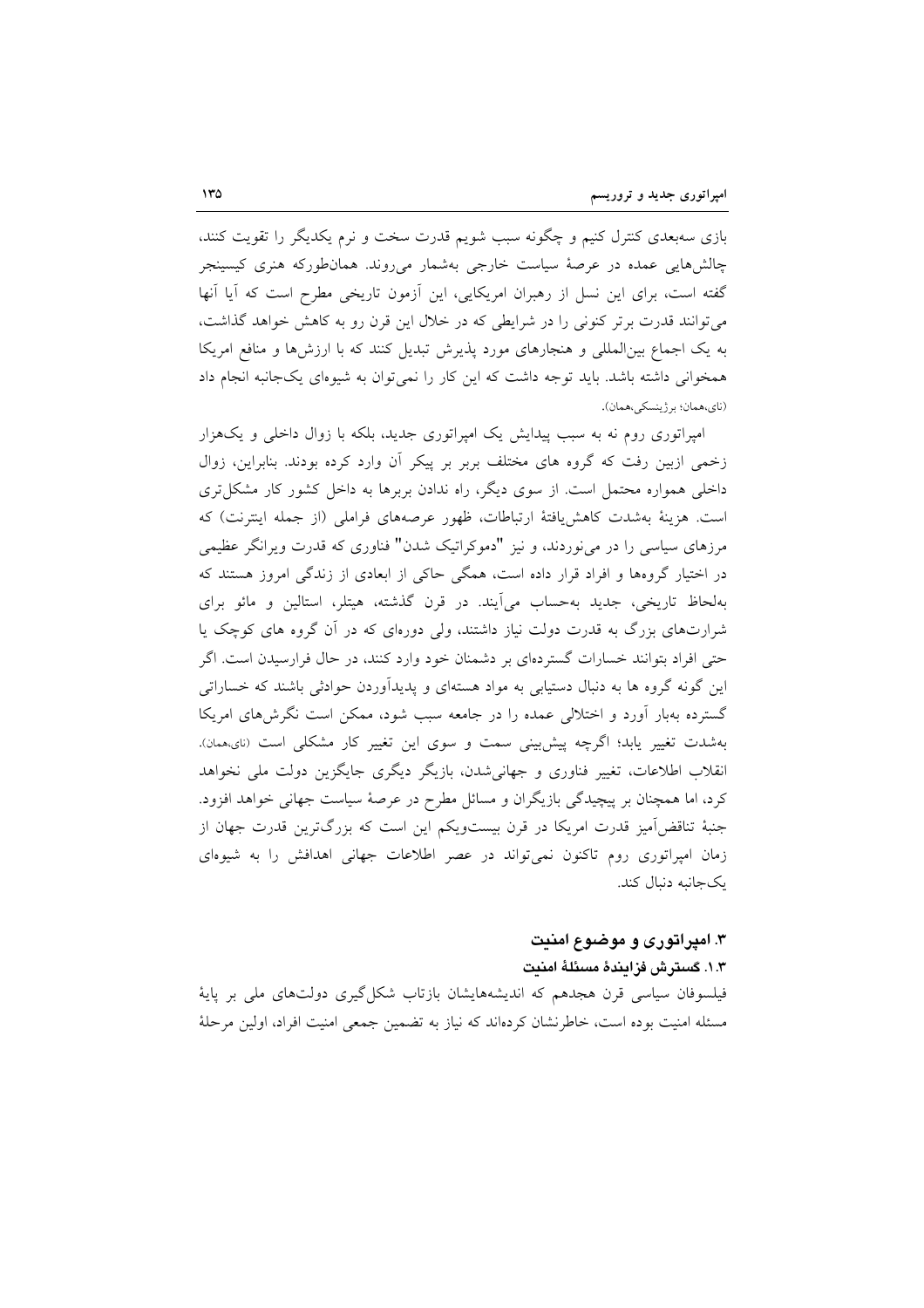بازی سه‌بعدی کنترل کنیم و چگونه سبب شویم قدرت سخت و نرم یکدیگر را تقویت کنند، چالش‌هایی عمده در عرصهٔ سیاست خارجی به‌شمار می‌روند. همان‌طورکه هنری کیسینجر گفته است، برای این نسل از رهبران امریکایی، این آزمون تاریخی مطرح است که آیا آنها می‌توانند قدرت برتر کنونی را در شرایطی که در خلال این قرن رو به کاهش خواهد گذاشت، به یک اجماع بین‌المللی و هنجارهای مورد پذیرش تبدیل کنند که با ارزش‌ها و منافع امریکا همخوانی داشته باشد. باید توجه داشت که این کار را نمی‌توان به شیوه‌ای یک‌جانبه انجام داد (نای،همان؛ برژینسکی،همان).

امپراتوری روم نه به سبب پیدایش یک امپراتوری جدید، بلکه با زوال داخلی و یک‌هزار زخمی ازبین رفت که گروه های مختلف بربر بر پیکر آن وارد کرده بودند. بنابراین، زوال داخلی همواره محتمل است. از سوی دیگر، راه ندادن بربرها به داخل کشور کار مشکل‌تری است. هزینهٔ به‌شدت کاهش‌یافتهٔ ارتباطات، ظهور عرصه‌های فراملی (از جمله اینترنت) که مرزهای سیاسی را در می‌نوردند، و نیز "دموکراتیک شدن" فناوری که قدرت ویرانگر عظیمی در اختیار گروه‌ها و افراد قرار داده است، همگی حاکی از ابعادی از زندگی امروز هستند که به‌لحاظ تاریخی، جدید به‌حساب می‌آیند. در قرن گذشته، هیتلر، استالین و مائو برای شرارت‌های بزرگ به قدرت دولت نیاز داشتند، ولی دوره‌ای که در آن گروه های کوچک یا حتی افراد بتوانند خسارات گسترده‌ای بر دشمنان خود وارد کنند، در حال فرارسیدن است. اگر این گونه گروه ها به دنبال دستیابی به مواد هسته‌ای و پدیدآوردن حوادثی باشند که خساراتی گسترده به‌بار آورد و اختلالی عمده را در جامعه سبب شود، ممکن است نگرش‌های امریکا به‌شدت تغییر یابد؛ اگرچه پیش‌بینی سمت و سوی این تغییر کار مشکلی است (نای،همان). انقلاب اطلاعات، تغییر فناوری و جهانی‌شدن، بازیگر دیگری جایگزین دولت ملی نخواهد کرد، اما همچنان بر پیچیدگی بازیگران و مسائل مطرح در عرصهٔ سیاست جهانی خواهد افزود. جنبهٔ تناقض‌آمیز قدرت امریکا در قرن بیست‌ویکم این است که بزرگ‌ترین قدرت جهان از زمان امپراتوری روم تاکنون نمی‌تواند در عصر اطلاعات جهانی اهدافش را به شیوه‌ای یک‌جانبه دنبال کند.

## ۳. امپراتوری و موضوع امنیت

### ۱.۳. گسترش فزایندهٔ مسئلهٔ امنیت

فیلسوفان سیاسی قرن هجدهم که اندیشه‌هایشان بازتاب شکل‌گیری دولت‌های ملی بر پایهٔ مسئله امنیت بوده است، خاطرنشان کرده‌اند که نیاز به تضمین جمعی امنیت افراد، اولین مرحلهٔ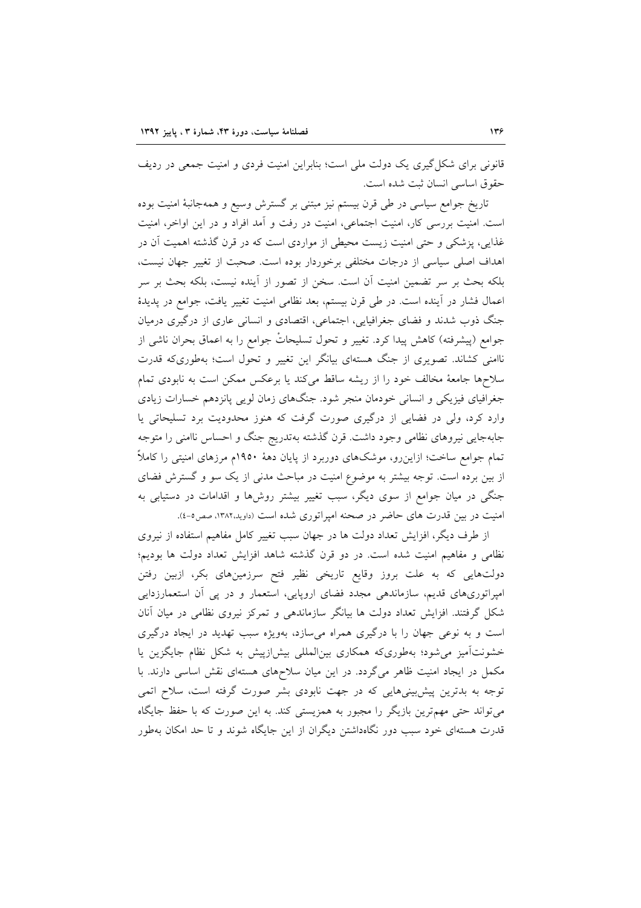قانونی برای شکل‌گیری یک دولت ملی است؛ بنابراین امنیت فردی و امنیت جمعی در ردیف حقوق اساسی انسان ثبت شده است.

تاریخ جوامع سیاسی در طی قرن بیستم نیز مبتنی بر گسترش وسیع و همه‌جانبهٔ امنیت بوده است. امنیت بررسی کار، امنیت اجتماعی، امنیت در رفت و آمد افراد و در این اواخر، امنیت غذایی، پزشکی و حتی امنیت زیست محیطی از مواردی است که در قرن گذشته اهمیت آن در اهداف اصلی سیاسی از درجات مختلفی برخوردار بوده است. صحبت از تغییر جهان نیست، بلکه بحث بر سر تضمین امنیت آن است. سخن از تصور از آینده نیست، بلکه بحث بر سر اعمال فشار در آینده است. در طی قرن بیستم، بعد نظامی امنیت تغییر یافت، جوامع در پدیدهٔ جنگ ذوب شدند و فضای جغرافیایی، اجتماعی، اقتصادی و انسانی عاری از درگیری درمیان جوامع (پیشرفته) کاهش پیدا کرد. تغییر و تحول تسلیحاتْ جوامع را به اعماق بحران ناشی از ناامنی کشاند. تصویری از جنگ هسته‌ای بیانگر این تغییر و تحول است؛ به‌طوری‌که قدرت سلاح‌ها جامعهٔ مخالف خود را از ریشه ساقط می‌کند یا برعکس ممکن است به نابودی تمام جغرافیای فیزیکی و انسانی خودمان منجر شود. جنگ‌های زمان لویی پانزدهم خسارات زیادی وارد کرد، ولی در فضایی از درگیری صورت گرفت که هنوز محدودیت برد تسلیحاتی یا جابه‌جایی نیروهای نظامی وجود داشت. قرن گذشته به‌تدریج جنگ و احساس ناامنی را متوجه تمام جوامع ساخت؛ ازاین‌رو، موشک‌های دوربرد از پایان دههٔ ۱۹۵۰م مرزهای امنیتی را کاملاً از بین برده است. توجه بیشتر به موضوع امنیت در مباحث مدنی از یک سو و گسترش فضای جنگی در میان جوامع از سوی دیگر، سبب تغییر بیشتر روش‌ها و اقدامات در دستیابی به امنیت در بین قدرت های حاضر در صحنه امپراتوری شده است (داوید،۱۳۸۲، صص۵-٤).

از طرف دیگر، افزایش تعداد دولت ها در جهان سبب تغییر کامل مفاهیم استفاده از نیروی نظامی و مفاهیم امنیت شده است. در دو قرن گذشته شاهد افزایش تعداد دولت ها بودیم؛ دولت‌هایی که به علت بروز وقایع تاریخی نظیر فتح سرزمین‌های بکر، ازبین رفتن امپراتوری‌های قدیم، سازماندهی مجدد فضای اروپایی، استعمار و در پی آن استعمارزدایی شکل گرفتند. افزایش تعداد دولت ها بیانگر سازماندهی و تمرکز نیروی نظامی در میان آنان است و به نوعی جهان را با درگیری همراه می‌سازد، به‌ویژه سبب تهدید در ایجاد درگیری خشونت‌آمیز می‌شود؛ به‌طوری‌که همکاری بین‌المللی بیش‌ازپیش به شکل نظام جایگزین یا مکمل در ایجاد امنیت ظاهر می‌گردد. در این میان سلاح‌های هسته‌ای نقش اساسی دارند. با توجه به بدترین پیش‌بینی‌هایی که در جهت نابودی بشر صورت گرفته است، سلاح اتمی می‌تواند حتی مهم‌ترین بازیگر را مجبور به همزیستی کند. به این صورت که با حفظ جایگاه قدرت هسته‌ای خود سبب دور نگاه‌داشتن دیگران از این جایگاه شوند و تا حد امکان به‌طور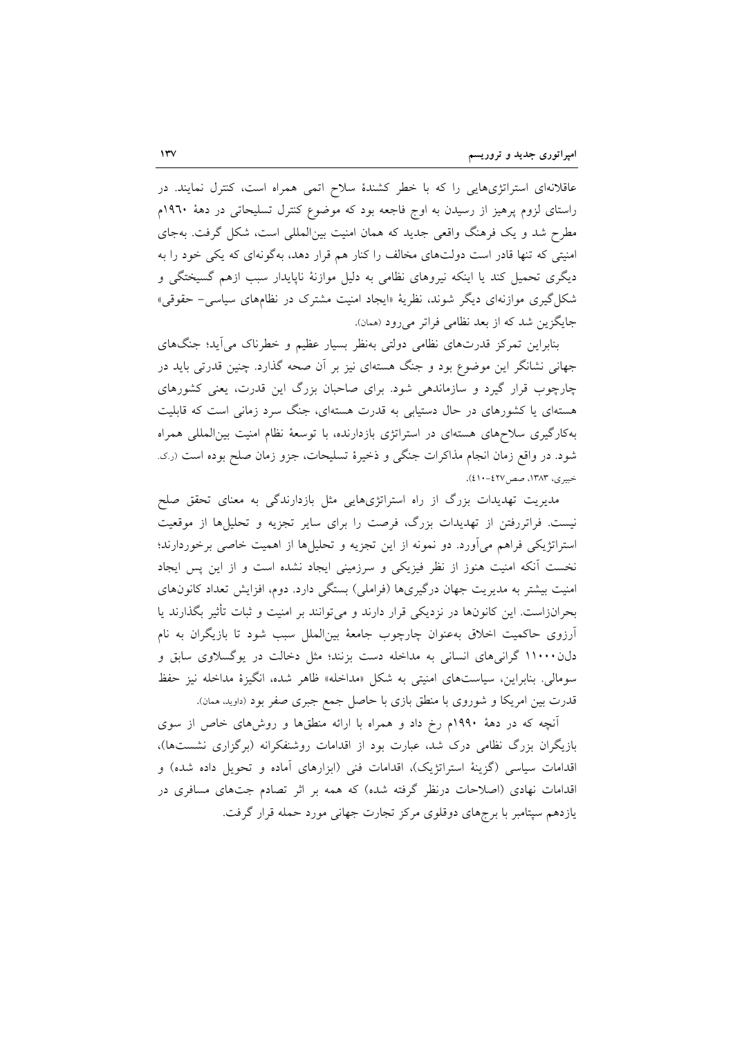عاقلانه‌ای استراتژی‌هایی را که با خطر کشندهٔ سلاح اتمی همراه است، کنترل نمایند. در راستای لزوم پرهیز از رسیدن به اوج فاجعه بود که موضوع کنترل تسلیحاتی در دههٔ ۱۹۶۰م مطرح شد و یک فرهنگ واقعی جدید که همان امنیت بین‌المللی است، شکل گرفت. به‌جای امنیتی که تنها قادر است دولت‌های مخالف را کنار هم قرار دهد، به‌گونه‌ای که یکی خود را به دیگری تحمیل کند یا اینکه نیروهای نظامی به دلیل موازنهٔ ناپایدار سبب ازهم گسیختگی و شکل‌گیری موازنه‌ای دیگر شوند، نظریهٔ «ایجاد امنیت مشترک در نظام‌های سیاسی- حقوقی» جایگزین شد که از بعد نظامی فراتر می‌رود (همان).

بنابراین تمرکز قدرت‌های نظامی دولتی به‌نظر بسیار عظیم و خطرناک می‌آید؛ جنگ‌های جهانی نشانگر این موضوع بود و جنگ هسته‌ای نیز بر آن صحه گذارد. چنین قدرتی باید در چارچوب قرار گیرد و سازماندهی شود. برای صاحبان بزرگ این قدرت، یعنی کشورهای هسته‌ای یا کشورهای در حال دستیابی به قدرت هسته‌ای، جنگ سرد زمانی است که قابلیت به‌کارگیری سلاح‌های هسته‌ای در استراتژی بازدارنده، با توسعهٔ نظام امنیت بین‌المللی همراه شود. در واقع زمان انجام مذاکرات جنگی و ذخیرهٔ تسلیحات، جزو زمان صلح بوده است (ر.ک. خبیری، ۱۳۸۳، صص۴۲۷-۴۱۰).

مدیریت تهدیدات بزرگ از راه استراتژی‌هایی مثل بازدارندگی به معنای تحقق صلح نیست. فراتررفتن از تهدیدات بزرگ، فرصت را برای سایر تجزیه و تحلیل‌ها از موقعیت استراتژیکی فراهم می‌آورد. دو نمونه از این تجزیه و تحلیل‌ها از اهمیت خاصی برخوردارند؛ نخست آنکه امنیت هنوز از نظر فیزیکی و سرزمینی ایجاد نشده است و از این پس ایجاد امنیت بیشتر به مدیریت جهان درگیری‌ها (فراملی) بستگی دارد. دوم، افزایش تعداد کانون‌های بحران‌زاست. این کانون‌ها در نزدیکی قرار دارند و می‌توانند بر امنیت و ثبات تأثیر بگذارند یا آرزوی حاکمیت اخلاق به‌عنوان چارچوب جامعهٔ بین‌الملل سبب شود تا بازیگران به نام دل‌ن۱۱۰۰۰ گرانی‌های انسانی به مداخله دست بزنند؛ مثل دخالت در یوگسلاوی سابق و سومالی. بنابراین، سیاست‌های امنیتی به شکل «مداخله» ظاهر شده، انگیزهٔ مداخله نیز حفظ قدرت بین امریکا و شوروی با منطق بازی با حاصل جمع جبری صفر بود (داوید، همان).

آنچه که در دههٔ ۱۹۹۰م رخ داد و همراه با ارائه منطق‌ها و روش‌های خاص از سوی بازیگران بزرگ نظامی درک شد، عبارت بود از اقدامات روشنفکرانه (برگزاری نشست‌ها)، اقدامات سیاسی (گزینهٔ استراتژیک)، اقدامات فنی (ابزارهای آماده و تحویل داده شده) و اقدامات نهادی (اصلاحات درنظر گرفته شده) که همه بر اثر تصادم جت‌های مسافری در یازدهم سپتامبر با برج‌های دوقلوی مرکز تجارت جهانی مورد حمله قرار گرفت.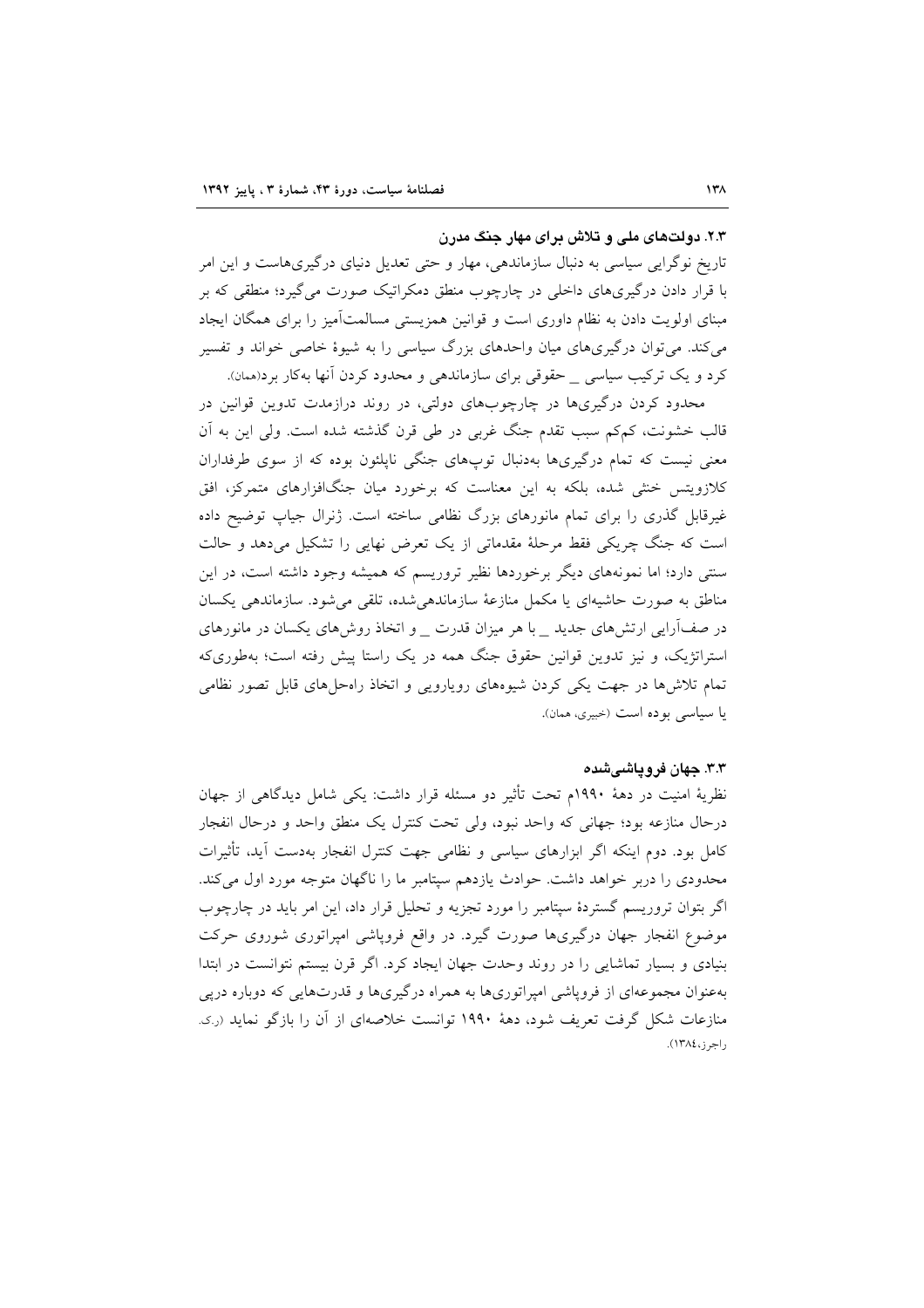### ۲.۳. دولت‌های ملی و تلاش برای مهار جنگ مدرن

تاریخ نوگرایی سیاسی به دنبال سازماندهی، مهار و حتی تعدیل دنیای درگیری‌هاست و این امر با قرار دادن درگیری‌های داخلی در چارچوب منطق دمکراتیک صورت می‌گیرد؛ منطقی که بر مبنای اولویت دادن به نظام داوری است و قوانین همزیستی مسالمت‌آمیز را برای همگان ایجاد می‌کند. می‌توان درگیری‌های میان واحدهای بزرگ سیاسی را به شیوهٔ خاصی خواند و تفسیر کرد و یک ترکیب سیاسی _ حقوقی برای سازماندهی و محدود کردن آنها به‌کار برد(همان).

محدود کردن درگیری‌ها در چارچوب‌های دولتی، در روند درازمدت تدوین قوانین در قالب خشونت، کم‌کم سبب تقدم جنگ غربی در طی قرن گذشته شده است. ولی این به آن معنی نیست که تمام درگیری‌ها به‌دنبال توپ‌های جنگی ناپلئون بوده که از سوی طرفداران کلازویتس خنثی شده، بلکه به این معناست که برخورد میان جنگ‌افزارهای متمرکز، افق غیرقابل گذری را برای تمام مانورهای بزرگ نظامی ساخته است. ژنرال جیاپ توضیح داده است که جنگ چریکی فقط مرحلهٔ مقدماتی از یک تعرض نهایی را تشکیل می‌دهد و حالت سنتی دارد؛ اما نمونه‌های دیگر برخوردها نظیر تروریسم که همیشه وجود داشته است، در این مناطق به صورت حاشیه‌ای یا مکمل منازعهٔ سازماندهی‌شده، تلقی می‌شود. سازماندهی یکسان در صف‌آرایی ارتش‌های جدید _ با هر میزان قدرت _ و اتخاذ روش‌های یکسان در مانورهای استراتژیک، و نیز تدوین قوانین حقوق جنگ همه در یک راستا پیش رفته است؛ به‌طوری‌که تمام تلاش‌ها در جهت یکی کردن شیوه‌های رویارویی و اتخاذ راه‌حل‌های قابل تصور نظامی یا سیاسی بوده است (خبیری، همان).

### ۳.۳. جهان فروپاشی‌شده

نظریهٔ امنیت در دههٔ ۱۹۹۰م تحت تأثیر دو مسئله قرار داشت: یکی شامل دیدگاهی از جهان درحال منازعه بود؛ جهانی که واحد نبود، ولی تحت کنترل یک منطق واحد و درحال انفجار کامل بود. دوم اینکه اگر ابزارهای سیاسی و نظامی جهت کنترل انفجار به‌دست آید، تأثیرات محدودی را دربر خواهد داشت. حوادث یازدهم سپتامبر ما را ناگهان متوجه مورد اول می‌کند. اگر بتوان تروریسم گستردهٔ سپتامبر را مورد تجزیه و تحلیل قرار داد، این امر باید در چارچوب موضوع انفجار جهان درگیری‌ها صورت گیرد. در واقع فروپاشی امپراتوری شوروی حرکت بنیادی و بسیار تماشایی را در روند وحدت جهان ایجاد کرد. اگر قرن بیستم نتوانست در ابتدا به‌عنوان مجموعه‌ای از فروپاشی امپراتوری‌ها به همراه درگیری‌ها و قدرت‌هایی که دوباره درپی منازعات شکل گرفت تعریف شود، دههٔ ۱۹۹۰ توانست خلاصه‌ای از آن را بازگو نماید (ر.ک. راجرز،۱۳۸٤).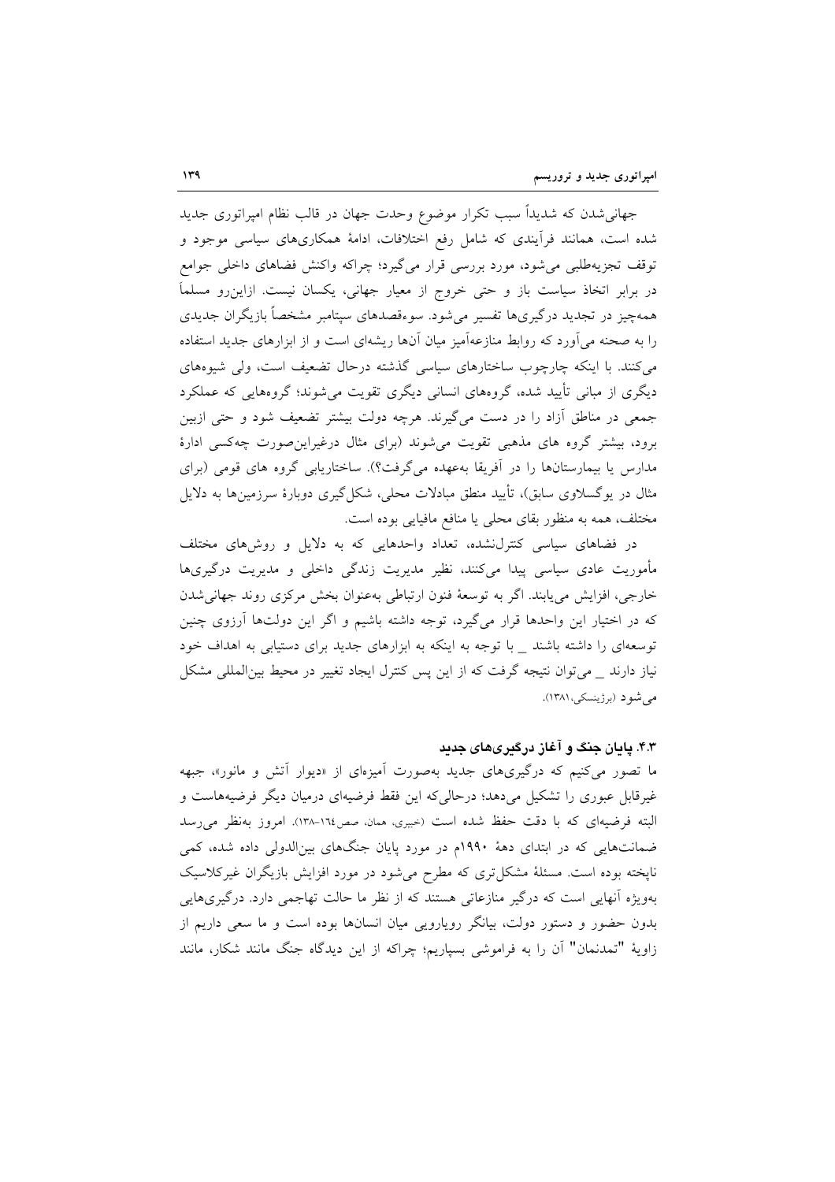جهانی‌شدن که شدیداً سبب تکرار موضوع وحدت جهان در قالب نظام امپراتوری جدید شده است، همانند فرآیندی که شامل رفع اختلافات، ادامهٔ همکاری‌های سیاسی موجود و توقف تجزیه‌طلبی می‌شود، مورد بررسی قرار می‌گیرد؛ چراکه واکنش فضاهای داخلی جوامع در برابر اتخاذ سیاست باز و حتی خروج از معیار جهانی، یکسان نیست. ازاین‌رو مسلماً همه‌چیز در تجدید درگیری‌ها تفسیر می‌شود. سوءقصدهای سپتامبر مشخصاً بازیگران جدیدی را به صحنه می‌آورد که روابط منازعه‌آمیز میان آن‌ها ریشه‌ای است و از ابزارهای جدید استفاده می‌کنند. با اینکه چارچوب ساختارهای سیاسی گذشته درحال تضعیف است، ولی شیوه‌های دیگری از مبانی تأیید شده، گروه‌های انسانی دیگری تقویت می‌شوند؛ گروه‌هایی که عملکرد جمعی در مناطق آزاد را در دست می‌گیرند. هرچه دولت بیشتر تضعیف شود و حتی ازبین برود، بیشتر گروه های مذهبی تقویت می‌شوند (برای مثال درغیراین‌صورت چه‌کسی ادارهٔ مدارس یا بیمارستان‌ها را در آفریقا به‌عهده می‌گرفت؟). ساختاریابی گروه های قومی (برای مثال در یوگسلاوی سابق)، تأیید منطق مبادلات محلی، شکل‌گیری دوبارهٔ سرزمین‌ها به دلایل مختلف، همه به منظور بقای محلی یا منافع مافیایی بوده است.

در فضاهای سیاسی کنترل‌نشده، تعداد واحدهایی که به دلایل و روش‌های مختلف مأموریت عادی سیاسی پیدا می‌کنند، نظیر مدیریت زندگی داخلی و مدیریت درگیری‌ها خارجی، افزایش می‌یابند. اگر به توسعهٔ فنون ارتباطی به‌عنوان بخش مرکزی روند جهانی‌شدن که در اختیار این واحدها قرار می‌گیرد، توجه داشته باشیم و اگر این دولت‌ها آرزوی چنین توسعه‌ای را داشته باشند _ با توجه به اینکه به ابزارهای جدید برای دستیابی به اهداف خود نیاز دارند _ می‌توان نتیجه گرفت که از این پس کنترل ایجاد تغییر در محیط بین‌المللی مشکل می‌شود (برژینسکی،۱۳۸۱).

### ۴.۳. پایان جنگ و آغاز درگیری‌های جدید

ما تصور می‌کنیم که درگیری‌های جدید به‌صورت آمیزه‌ای از «دیوار آتش و مانور»، جبهه غیرقابل عبوری را تشکیل می‌دهد؛ درحالی‌که این فقط فرضیه‌ای درمیان دیگر فرضیه‌هاست و البته فرضیه‌ای که با دقت حفظ شده است (خبیری، همان، صص۱۶۴-۱۳۸). امروز به‌نظر می‌رسد ضمانت‌هایی که در ابتدای دههٔ ۱۹۹۰م در مورد پایان جنگ‌های بین‌الدولی داده شده، کمی ناپخته بوده است. مسئلهٔ مشکل‌تری که مطرح می‌شود در مورد افزایش بازیگران غیرکلاسیک به‌ویژه آنهایی است که درگیر منازعاتی هستند که از نظر ما حالت تهاجمی دارد. درگیری‌هایی بدون حضور و دستور دولت، بیانگر رویارویی میان انسان‌ها بوده است و ما سعی داریم از زاویهٔ "تمدنمان" آن را به فراموشی بسپاریم؛ چراکه از این دیدگاه جنگ مانند شکار، مانند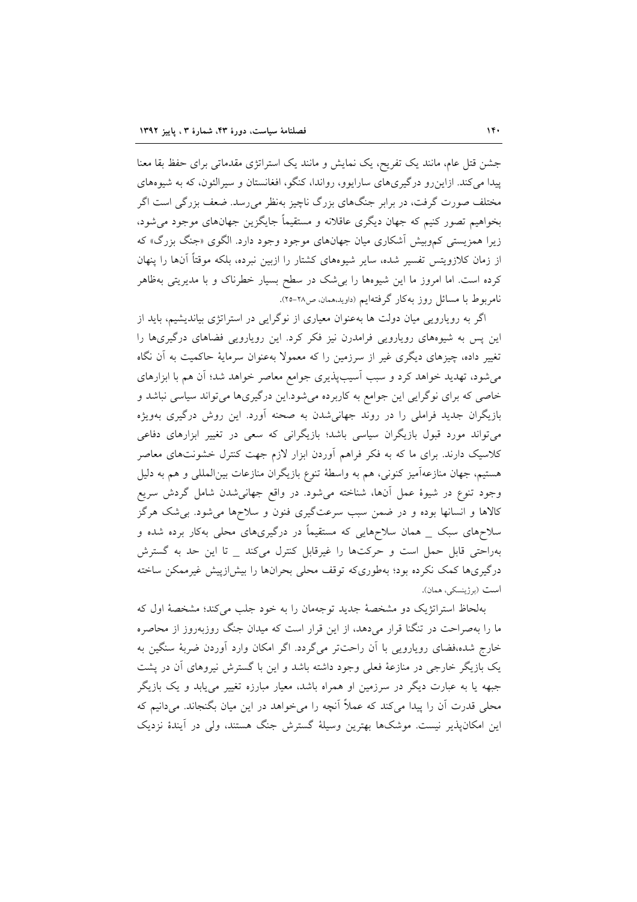جشن قتل عام، مانند یک تفریح، یک نمایش و مانند یک استراتژی مقدماتی برای حفظ بقا معنا پیدا می‌کند. ازاین‌رو درگیری‌های سارایوو، رواندا، کنگو، افغانستان و سیرالئون، که به شیوه‌های مختلف صورت گرفت، در برابر جنگ‌های بزرگ ناچیز به‌نظر می‌رسد. ضعف بزرگی است اگر بخواهیم تصور کنیم که جهان دیگری عاقلانه و مستقیماً جایگزین جهان‌های موجود می‌شود، زیرا همزیستی کم‌وبیش آشکاری میان جهان‌های موجود وجود دارد. الگوی «جنگ بزرگ» که از زمان کلازویتس تفسیر شده، سایر شیوه‌های کشتار را ازبین نبرده، بلکه موقتاً آن‌ها را پنهان کرده است. اما امروز ما این شیوه‌ها را بی‌شک در سطح بسیار خطرناک و با مدیریتی به‌ظاهر نامربوط با مسائل روز به‌کار گرفته‌ایم (داوید،همان، ص۲۸-۲۵).

اگر به رویارویی میان دولت ها به‌عنوان معیاری از نوگرایی در استراتژی بیاندیشیم، باید از این پس به شیوه‌های رویارویی فرامدرن نیز فکر کرد. این رویارویی فضاهای درگیری‌ها را تغییر داده، چیزهای دیگری غیر از سرزمین را که معمولا به‌عنوان سرمایهٔ حاکمیت به آن نگاه می‌شود، تهدید خواهد کرد و سبب آسیب‌پذیری جوامع معاصر خواهد شد؛ آن هم با ابزارهای خاصی که برای نوگرایی این جوامع به کاربرده می‌شود.این درگیری‌ها می‌تواند سیاسی نباشد و بازیگران جدید فراملی را در روند جهانی‌شدن به صحنه آورد. این روش درگیری به‌ویژه می‌تواند مورد قبول بازیگران سیاسی باشد؛ بازیگرانی که سعی در تغییر ابزارهای دفاعی کلاسیک دارند. برای ما که به فکر فراهم آوردن ابزار لازم جهت کنترل خشونت‌های معاصر هستیم، جهان منازعه‌آمیز کنونی، هم به واسطهٔ تنوع بازیگران منازعات بین‌المللی و هم به دلیل وجود تنوع در شیوهٔ عمل آن‌ها، شناخته می‌شود. در واقع جهانی‌شدن شامل گردش سریع کالاها و انسانها بوده و در ضمن سبب سرعت‌گیری فنون و سلاح‌ها می‌شود. بی‌شک هرگز سلاح‌های سبک _ همان سلاح‌هایی که مستقیماً در درگیری‌های محلی به‌کار برده شده و به‌راحتی قابل حمل است و حرکت‌ها را غیرقابل کنترل می‌کند _ تا این حد به گسترش درگیری‌ها کمک نکرده بود؛ به‌طوری‌که توقف محلی بحران‌ها را بیش‌ازپیش غیرممکن ساخته است (برژینسکی، همان).

به‌لحاظ استراتژیک دو مشخصهٔ جدید توجه‌مان را به خود جلب می‌کند؛ مشخصهٔ اول که ما را به‌صراحت در تنگنا قرار می‌دهد، از این قرار است که میدان جنگ روزبه‌روز از محاصره خارج شده،فضای رویارویی با آن راحت‌تر می‌گردد. اگر امکان وارد آوردن ضربهٔ سنگین به یک بازیگر خارجی در منازعهٔ فعلی وجود داشته باشد و این با گسترش نیروهای آن در پشت جبهه یا به عبارت دیگر در سرزمین او همراه باشد، معیار مبارزه تغییر می‌یابد و یک بازیگر محلی قدرت آن را پیدا می‌کند که عملاً آنچه را می‌خواهد در این میان بگنجاند. می‌دانیم که این امکان‌پذیر نیست. موشک‌ها بهترین وسیلهٔ گسترش جنگ هستند، ولی در آیندهٔ نزدیک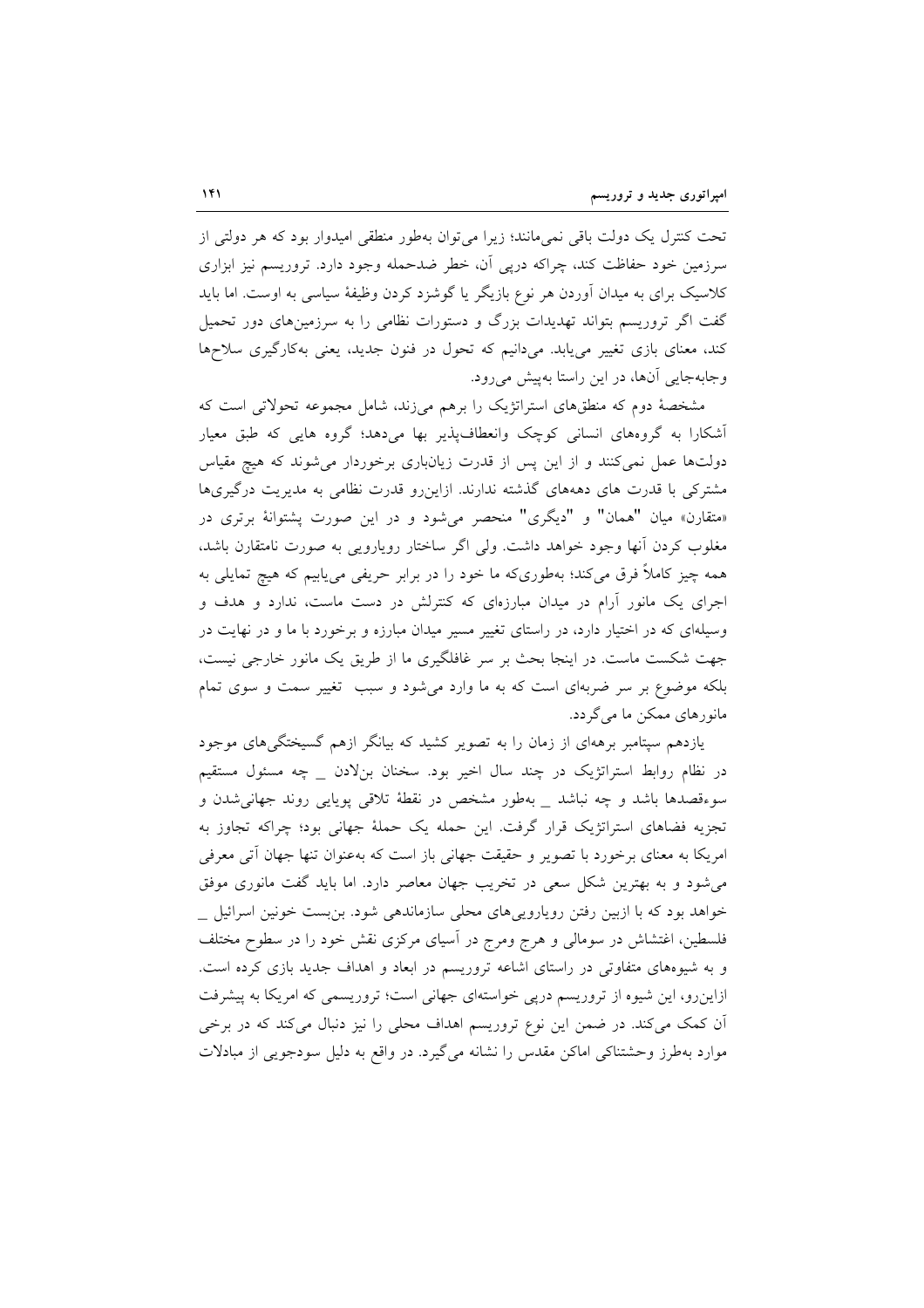تحت کنترل یک دولت باقی نمی‌مانند؛ زیرا می‌توان به‌طور منطقی امیدوار بود که هر دولتی از سرزمین خود حفاظت کند، چراکه درپی آن، خطر ضدحمله وجود دارد. تروریسم نیز ابزاری کلاسیک برای به میدان آوردن هر نوع بازیگر یا گوشزد کردن وظیفهٔ سیاسی به اوست. اما باید گفت اگر تروریسم بتواند تهدیدات بزرگ و دستورات نظامی را به سرزمین‌های دور تحمیل کند، معنای بازی تغییر می‌یابد. می‌دانیم که تحول در فنون جدید، یعنی به‌کارگیری سلاح‌ها وجابه‌جایی آن‌ها، در این راستا به‌پیش می‌رود.

مشخصهٔ دوم که منطق‌های استراتژیک را برهم می‌زند، شامل مجموعه تحولاتی است که آشکارا به گروه‌های انسانی کوچک وانعطاف‌پذیر بها می‌دهد؛ گروه هایی که طبق معیار دولت‌ها عمل نمی‌کنند و از این پس از قدرت زیان‌باری برخوردار می‌شوند که هیچ مقیاس مشترکی با قدرت های دهه‌های گذشته ندارند. ازاین‌رو قدرت نظامی به مدیریت درگیری‌ها «متقارن» میان "همان" و "دیگری" منحصر می‌شود و در این صورت پشتوانهٔ برتری در مغلوب کردن آنها وجود خواهد داشت. ولی اگر ساختار رویارویی به صورت نامتقارن باشد، همه چیز کاملاً فرق می‌کند؛ به‌طوری‌که ما خود را در برابر حریفی می‌یابیم که هیچ تمایلی به اجرای یک مانور آرام در میدان مبارزه‌ای که کنترلش در دست ماست، ندارد و هدف و وسیله‌ای که در اختیار دارد، در راستای تغییر مسیر میدان مبارزه و برخورد با ما و در نهایت در جهت شکست ماست. در اینجا بحث بر سر غافلگیری ما از طریق یک مانور خارجی نیست، بلکه موضوع بر سر ضربه‌ای است که به ما وارد می‌شود و سبب تغییر سمت و سوی تمام مانورهای ممکن ما می‌گردد.

یازدهم سپتامبر برهه‌ای از زمان را به تصویر کشید که بیانگر ازهم گسیختگی‌های موجود در نظام روابط استراتژیک در چند سال اخیر بود. سخنان بن‌لادن _ چه مسئول مستقیم سوءقصدها باشد و چه نباشد _ به‌طور مشخص در نقطهٔ تلاقی پویایی روند جهانی‌شدن و تجزیه فضاهای استراتژیک قرار گرفت. این حمله یک حملهٔ جهانی بود؛ چراکه تجاوز به امریکا به معنای برخورد با تصویر و حقیقت جهانی باز است که به‌عنوان تنها جهان آتی معرفی می‌شود و به بهترین شکل سعی در تخریب جهان معاصر دارد. اما باید گفت مانوری موفق خواهد بود که با ازبین رفتن رویارویی‌های محلی سازماندهی شود. بن‌بست خونین اسرائیل _ فلسطین، اغتشاش در سومالی و هرج ومرج در آسیای مرکزی نقش خود را در سطوح مختلف و به شیوه‌های متفاوتی در راستای اشاعه تروریسم در ابعاد و اهداف جدید بازی کرده است. ازاین‌رو، این شیوه از تروریسم درپی خواسته‌ای جهانی است؛ تروریسمی که امریکا به پیشرفت آن کمک می‌کند. در ضمن این نوع تروریسم اهداف محلی را نیز دنبال می‌کند که در برخی موارد به‌طرز وحشتناکی اماکن مقدس را نشانه می‌گیرد. در واقع به دلیل سودجویی از مبادلات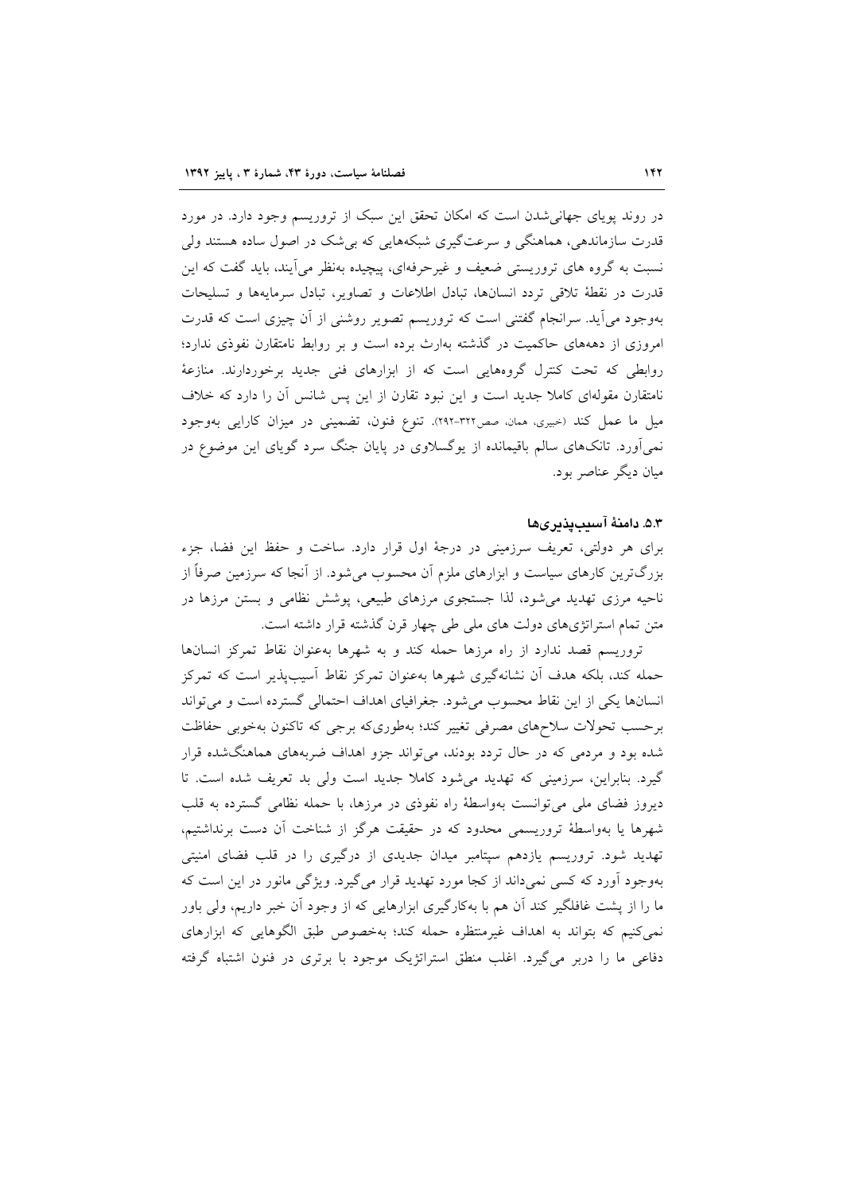در روند پویای جهانی‌شدن است که امکان تحقق این سبک از تروریسم وجود دارد. در مورد قدرت سازماندهی، هماهنگی و سرعت‌گیری شبکه‌هایی که بی‌شک در اصول ساده هستند ولی نسبت به گروه های تروریستی ضعیف و غیرحرفه‌ای، پیچیده به‌نظر می‌آیند، باید گفت که این قدرت در نقطهٔ تلاقی تردد انسان‌ها، تبادل اطلاعات و تصاویر، تبادل سرمایه‌ها و تسلیحات به‌وجود می‌آید. سرانجام گفتنی است که تروریسم تصویر روشنی از آن چیزی است که قدرت امروزی از دهه‌های حاکمیت در گذشته به‌ارث برده است و بر روابط نامتقارن نفوذی ندارد؛ روابطی که تحت کنترل گروه‌هایی است که از ابزارهای فنی جدید برخوردارند. منازعهٔ نامتقارن مقوله‌ای کاملا جدید است و این نبود تقارن از این پس شانس آن را دارد که خلاف میل ما عمل کند (خبیری، همان، صص۳۲۲-۲۹۲). تنوع فنون، تضمینی در میزان کارایی به‌وجود نمی‌آورد. تانک‌های سالم باقیمانده از یوگسلاوی در پایان جنگ سرد گویای این موضوع در میان دیگر عناصر بود.

### ۵.۳. دامنهٔ آسیب‌پذیری‌ها

برای هر دولتی، تعریف سرزمینی در درجهٔ اول قرار دارد. ساخت و حفظ این فضا، جزء بزرگ‌ترین کارهای سیاست و ابزارهای ملزم آن محسوب می‌شود. از آنجا که سرزمین صرفاً از ناحیه مرزی تهدید می‌شود، لذا جستجوی مرزهای طبیعی، پوشش نظامی و بستن مرزها در متن تمام استراتژی‌های دولت های ملی طی چهار قرن گذشته قرار داشته است.

تروریسم قصد ندارد از راه مرزها حمله کند و به شهرها به‌عنوان نقاط تمرکز انسان‌ها حمله کند، بلکه هدف آن نشانه‌گیری شهرها به‌عنوان تمرکز نقاط آسیب‌پذیر است که تمرکز انسان‌ها یکی از این نقاط محسوب می‌شود. جغرافیای اهداف احتمالی گسترده است و می‌تواند برحسب تحولات سلاح‌های مصرفی تغییر کند؛ به‌طوری‌که برجی که تاکنون به‌خوبی حفاظت شده بود و مردمی که در حال تردد بودند، می‌تواند جزو اهداف ضربه‌های هماهنگ‌شده قرار گیرد. بنابراین، سرزمینی که تهدید می‌شود کاملا جدید است ولی بد تعریف شده است. تا دیروز فضای ملی می‌توانست به‌واسطهٔ راه نفوذی در مرزها، با حمله نظامی گسترده به قلب شهرها یا به‌واسطهٔ تروریسمی محدود که در حقیقت هرگز از شناخت آن دست برنداشتیم، تهدید شود. تروریسم یازدهم سپتامبر میدان جدیدی از درگیری را در قلب فضای امنیتی به‌وجود آورد که کسی نمی‌داند از کجا مورد تهدید قرار می‌گیرد. ویژگی مانور در این است که ما را از پشت غافلگیر کند آن هم با به‌کارگیری ابزارهایی که از وجود آن خبر داریم، ولی باور نمی‌کنیم که بتواند به اهداف غیرمنتظره حمله کند؛ به‌خصوص طبق الگوهایی که ابزارهای دفاعی ما را دربر می‌گیرد. اغلب منطق استراتژیک موجود با برتری در فنون اشتباه گرفته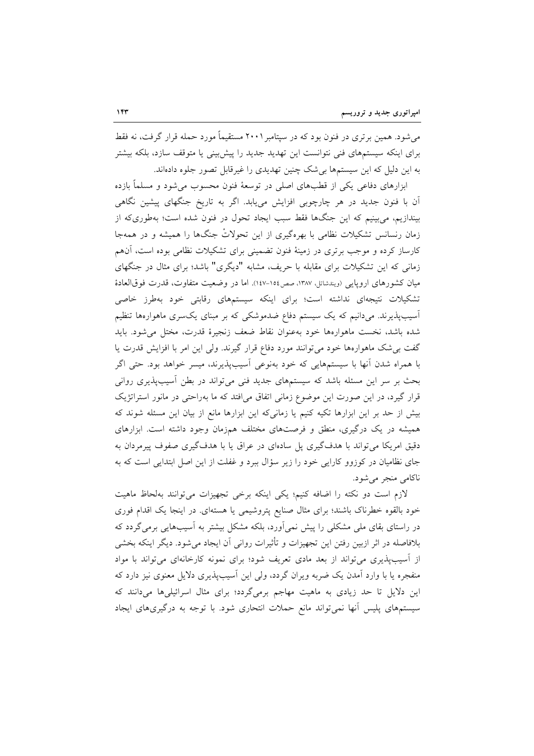می‌شود. همین برتری در فنون بود که در سپتامبر ۲۰۰۱ مستقیماً مورد حمله قرار گرفت، نه فقط برای اینکه سیستم‌های فنی نتوانست این تهدید جدید را پیش‌بینی یا متوقف سازد، بلکه بیشتر به این دلیل که این سیستم‌ها بی‌شک چنین تهدیدی را غیرقابل تصور جلوه داده‌اند.

ابزارهای دفاعی یکی از قطب‌های اصلی در توسعهٔ فنون محسوب می‌شود و مسلماً بازده آن با فنون جدید در هر چارچوبی افزایش می‌یابد. اگر به تاریخ جنگهای پیشین نگاهی بیندازیم، می‌بینیم که این جنگ‌ها فقط سبب ایجاد تحول در فنون شده است؛ به‌طوری‌که از زمان رنسانس تشکیلات نظامی با بهره‌گیری از این تحولاتْ جنگ‌ها را همیشه و در همه‌جا کارساز کرده و موجب برتری در زمینهٔ فنون تضمینی برای تشکیلات نظامی بوده است، آن‌هم زمانی که این تشکیلات برای مقابله با حریف، مشابه "دیگری" باشد؛ برای مثال در جنگهای میان کشورهای اروپایی (ویندشاتل، ۱۳۸۷، صص۱۵۴-۱۴۷). اما در وضعیت متفاوت، قدرت فوق‌العادهٔ تشکیلات نتیجه‌ای نداشته است؛ برای اینکه سیستم‌های رقابتی خود به‌طرز خاصی آسیب‌پذیرند. می‌دانیم که یک سیستم دفاع ضدموشکی که بر مبنای یک‌سری ماهواره‌ها تنظیم شده باشد، نخست ماهواره‌ها خود به‌عنوان نقاط ضعف زنجیرهٔ قدرت، مختل می‌شود. باید گفت بی‌شک ماهواره‌ها خود می‌توانند مورد دفاع قرار گیرند. ولی این امر با افزایش قدرت یا با همراه شدن آنها با سیستم‌هایی که خود به‌نوعی آسیب‌پذیرند، میسر خواهد بود. حتی اگر بحث بر سر این مسئله باشد که سیستم‌های جدید فنی می‌تواند در بطن آسیب‌پذیری روانی قرار گیرد، در این صورت این موضوع زمانی اتفاق می‌افتد که ما به‌راحتی در مانور استراتژیک بیش از حد بر این ابزارها تکیه کنیم یا زمانی‌که این ابزارها مانع از بیان این مسئله شوند که همیشه در یک درگیری، منطق و فرصت‌های مختلف هم‌زمان وجود داشته است. ابزارهای دقیق امریکا می‌تواند با هدف‌گیری پل ساده‌ای در عراق یا با هدف‌گیری صفوف پیرمردان به جای نظامیان در کوزوو کارایی خود را زیر سؤال ببرد و غفلت از این اصل ابتدایی است که به ناکامی منجر می‌شود.

لازم است دو نکته را اضافه کنیم؛ یکی اینکه برخی تجهیزات می‌توانند به‌لحاظ ماهیت خود بالقوه خطرناک باشند؛ برای مثال صنایع پتروشیمی یا هسته‌ای. در اینجا یک اقدام فوری در راستای بقای ملی مشکلی را پیش نمی‌آورد، بلکه مشکل بیشتر به آسیب‌هایی برمی‌گردد که بلافاصله در اثر ازبین رفتن این تجهیزات و تأثیرات روانی آن ایجاد می‌شود. دیگر اینکه بخشی از آسیب‌پذیری می‌تواند از بعد مادی تعریف شود؛ برای نمونه کارخانه‌ای می‌تواند با مواد منفجره یا با وارد آمدن یک ضربه ویران گردد، ولی این آسیب‌پذیری دلایل معنوی نیز دارد که این دلایل تا حد زیادی به ماهیت مهاجم برمی‌گردد؛ برای مثال اسرائیلی‌ها می‌دانند که سیستم‌های پلیس آنها نمی‌تواند مانع حملات انتحاری شود. با توجه به درگیری‌های ایجاد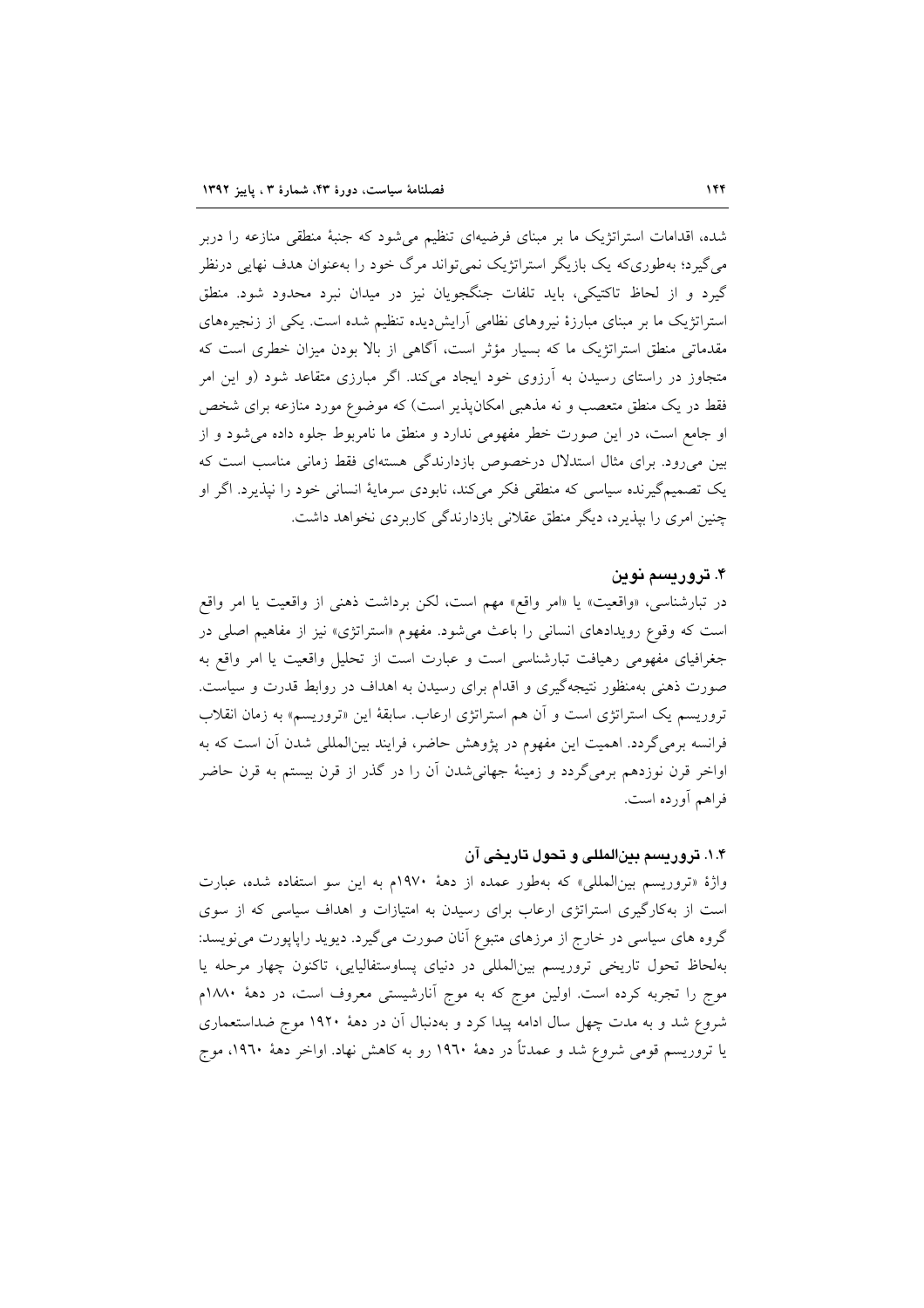شده، اقدامات استراتژیک ما بر مبنای فرضیه‌ای تنظیم می‌شود که جنبهٔ منطقی منازعه را دربر می‌گیرد؛ به‌طوری‌که یک بازیگر استراتژیک نمی‌تواند مرگ خود را به‌عنوان هدف نهایی درنظر گیرد و از لحاظ تاکتیکی، باید تلفات جنگجویان نیز در میدان نبرد محدود شود. منطق استراتژیک ما بر مبنای مبارزهٔ نیروهای نظامی آرایش‌دیده تنظیم شده است. یکی از زنجیره‌های مقدماتی منطق استراتژیک ما که بسیار مؤثر است، آگاهی از بالا بودن میزان خطری است که متجاوز در راستای رسیدن به آرزوی خود ایجاد می‌کند. اگر مبارزی متقاعد شود (و این امر فقط در یک منطق متعصب و نه مذهبی امکان‌پذیر است) که موضوع مورد منازعه برای شخص او جامع است، در این صورت خطر مفهومی ندارد و منطق ما نامربوط جلوه داده می‌شود و از بین می‌رود. برای مثال استدلال درخصوص بازدارندگی هسته‌ای فقط زمانی مناسب است که یک تصمیم‌گیرنده سیاسی که منطقی فکر می‌کند، نابودی سرمایهٔ انسانی خود را نپذیرد. اگر او چنین امری را بپذیرد، دیگر منطق عقلانی بازدارندگی کاربردی نخواهد داشت.

## ۴. تروریسم نوین

در تبارشناسی، «واقعیت» یا «امر واقع» مهم است، لکن برداشت ذهنی از واقعیت یا امر واقع است که وقوع رویدادهای انسانی را باعث می‌شود. مفهوم «استراتژی» نیز از مفاهیم اصلی در جغرافیای مفهومی رهیافت تبارشناسی است و عبارت است از تحلیل واقعیت یا امر واقع به صورت ذهنی به‌منظور نتیجه‌گیری و اقدام برای رسیدن به اهداف در روابط قدرت و سیاست. تروریسم یک استراتژی است و آن هم استراتژی ارعاب. سابقهٔ این «تروریسم» به زمان انقلاب فرانسه برمی‌گردد. اهمیت این مفهوم در پژوهش حاضر، فرایند بین‌المللی شدن آن است که به اواخر قرن نوزدهم برمی‌گردد و زمینهٔ جهانی‌شدن آن را در گذر از قرن بیستم به قرن حاضر فراهم آورده است.

### ۱.۴. تروریسم بین‌المللی و تحول تاریخی آن

واژهٔ «تروریسم بین‌المللی» که به‌طور عمده از دههٔ ۱۹۷۰م به این سو استفاده شده، عبارت است از به‌کارگیری استراتژی ارعاب برای رسیدن به امتیازات و اهداف سیاسی که از سوی گروه های سیاسی در خارج از مرزهای متبوع آنان صورت می‌گیرد. دیوید راپاپورت می‌نویسد: به‌لحاظ تحول تاریخی تروریسم بین‌المللی در دنیای پساوستفالیایی، تاکنون چهار مرحله یا موج را تجربه کرده است. اولین موج که به موج آنارشیستی معروف است، در دههٔ ۱۸۸۰م شروع شد و به مدت چهل سال ادامه پیدا کرد و به‌دنبال آن در دههٔ ۱۹۲۰ موج ضداستعماری یا تروریسم قومی شروع شد و عمدتاً در دههٔ ۱۹۶۰ رو به کاهش نهاد. اواخر دههٔ ۱۹۶۰، موج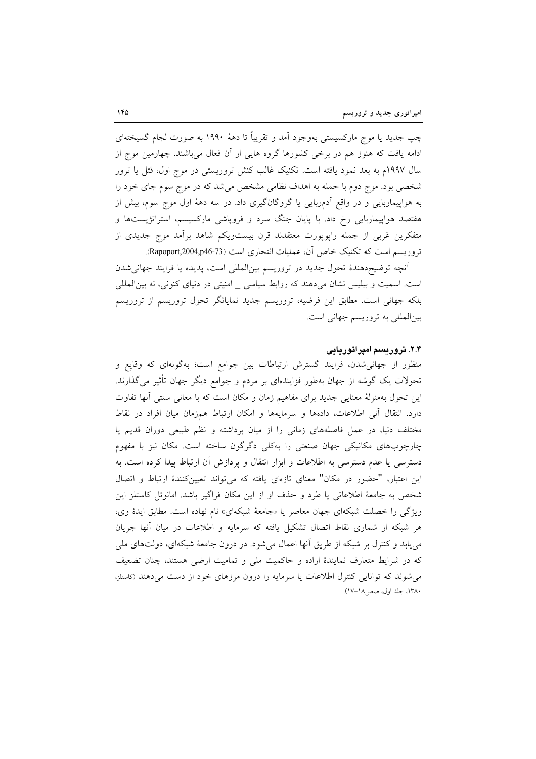چپ جدید یا موج مارکسیستی به‌وجود آمد و تقریباً تا دههٔ ۱۹۹۰ به صورت لجام گسیخته‌ای ادامه یافت که هنوز هم در برخی کشورها گروه هایی از آن فعال می‌باشند. چهارمین موج از سال ۱۹۹۷م به بعد نمود یافته است. تکنیک غالب کنش تروریستی در موج اول، قتل یا ترور شخصی بود. موج دوم با حمله به اهداف نظامی مشخص می‌شد که در موج سوم جای خود را به هواپیماربایی و در واقع آدم‌ربایی یا گروگان‌گیری داد. در سه دههٔ اول موج سوم، بیش از هفتصد هواپیماربایی رخ داد. با پایان جنگ سرد و فروپاشی مارکسیسم، استراتژیست‌ها و متفکرین غربی از جمله راپوپورت معتقدند قرن بیست‌ویکم شاهد برآمد موج جدیدی از تروریسم است که تکنیک خاص آن، عملیات انتحاری است (Rapoport,2004,p46-73).

آنچه توضیح‌دهندهٔ تحول جدید در تروریسم بین‌المللی است، پدیده یا فرایند جهانی‌شدن است. اسمیت و بیلیس نشان می‌دهند که روابط سیاسی _ امنیتی در دنیای کنونی، نه بین‌المللی بلکه جهانی است. مطابق این فرضیه، تروریسم جدید نمایانگر تحول تروریسم از تروریسم بین‌المللی به تروریسم جهانی است.

### ۲.۴. تروریسم امپراتوریایی

منظور از جهانی‌شدن، فرایند گسترش ارتباطات بین جوامع است؛ به‌گونه‌ای که وقایع و تحولات یک گوشه از جهان به‌طور فزاینده‌ای بر مردم و جوامع دیگر جهان تأثیر می‌گذارند. این تحول به‌منزلهٔ معنایی جدید برای مفاهیم زمان و مکان است که با معانی سنتی آنها تفاوت دارد. انتقال آنی اطلاعات، داده‌ها و سرمایه‌ها و امکان ارتباط هم‌زمان میان افراد در نقاط مختلف دنیا، در عمل فاصله‌های زمانی را از میان برداشته و نظم طبیعی دوران قدیم یا چارچوب‌های مکانیکی جهان صنعتی را به‌کلی دگرگون ساخته است. مکان نیز با مفهوم دسترسی یا عدم دسترسی به اطلاعات و ابزار انتقال و پردازش آن ارتباط پیدا کرده است. به این اعتبار، "حضور در مکان" معنای تازه‌ای یافته که می‌تواند تعیین‌کنندهٔ ارتباط و اتصال شخص به جامعهٔ اطلاعاتی یا طرد و حذف او از این مکان فراگیر باشد. امانوئل کاستلز این ویژگی را خصلت شبکه‌ای جهان معاصر یا «جامعهٔ شبکه‌ای» نام نهاده است. مطابق ایدهٔ وی، هر شبکه از شماری نقاط اتصال تشکیل یافته که سرمایه و اطلاعات در میان آنها جریان می‌یابد و کنترل بر شبکه از طریق آنها اعمال می‌شود. در درون جامعهٔ شبکه‌ای، دولت‌های ملی که در شرایط متعارف نمایندهٔ اراده و حاکمیت ملی و تمامیت ارضی هستند، چنان تضعیف می‌شوند که توانایی کنترل اطلاعات یا سرمایه را درون مرزهای خود از دست می‌دهند (کاستلز، ۱۳۸۰، جلد اول، صص۱۸-۱۷).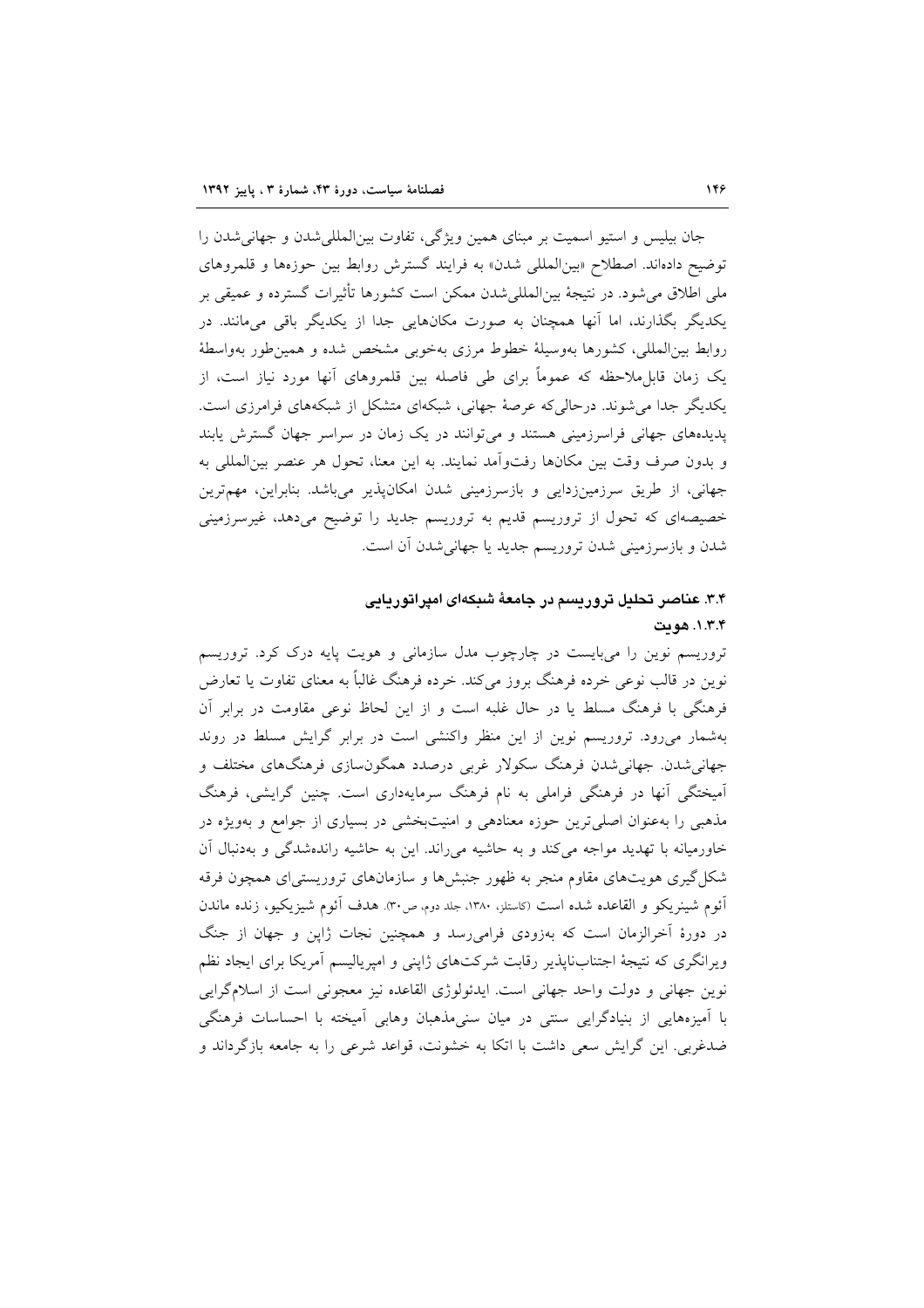جان بیلیس و استیو اسمیت بر مبنای همین ویژگی، تفاوت بین‌المللی‌شدن و جهانی‌شدن را توضیح داده‌اند. اصطلاح «بین‌المللی شدن» به فرایند گسترش روابط بین حوزه‌ها و قلمروهای ملی اطلاق می‌شود. در نتیجهٔ بین‌المللی‌شدن ممکن است کشورها تأثیرات گسترده و عمیقی بر یکدیگر بگذارند، اما آنها همچنان به صورت مکان‌هایی جدا از یکدیگر باقی می‌مانند. در روابط بین‌المللی، کشورها به‌وسیلهٔ خطوط مرزی به‌خوبی مشخص شده و همین‌طور به‌واسطهٔ یک زمان قابل‌ملاحظه که عموماً برای طی فاصله بین قلمروهای آنها مورد نیاز است، از یکدیگر جدا می‌شوند. درحالی‌که عرصهٔ جهانی، شبکه‌ای متشکل از شبکه‌های فرامرزی است. پدیده‌های جهانی فراسرزمینی هستند و می‌توانند در یک زمان در سراسر جهان گسترش یابند و بدون صرف وقت بین مکان‌ها رفت‌وآمد نمایند. به این معنا، تحول هر عنصر بین‌المللی به جهانی، از طریق سرزمین‌زدایی و بازسرزمینی شدن امکان‌پذیر می‌باشد. بنابراین، مهم‌ترین خصیصه‌ای که تحول از تروریسم قدیم به تروریسم جدید را توضیح می‌دهد، غیرسرزمینی شدن و بازسرزمینی شدن تروریسم جدید یا جهانی‌شدن آن است.

## ۳.۴. عناصر تحلیل تروریسم در جامعهٔ شبکه‌ای امپراتوریایی

### ۱.۳.۴. هویت

تروریسم نوین را می‌بایست در چارچوب مدل سازمانی و هویت پایه درک کرد. تروریسم نوین در قالب نوعی خرده فرهنگ بروز می‌کند. خرده فرهنگ غالباً به معنای تفاوت یا تعارض فرهنگی با فرهنگ مسلط یا در حال غلبه است و از این لحاظ نوعی مقاومت در برابر آن به‌شمار می‌رود. تروریسم نوین از این منظر واکنشی است در برابر گرایش مسلط در روند جهانی‌شدن. جهانی‌شدن فرهنگ سکولار غربی درصدد همگون‌سازی فرهنگ‌های مختلف و آمیختگی آنها در فرهنگی فراملی به نام فرهنگ سرمایه‌داری است. چنین گرایشی، فرهنگ مذهبی را به‌عنوان اصلی‌ترین حوزه معنادهی و امنیت‌بخشی در بسیاری از جوامع و به‌ویژه در خاورمیانه با تهدید مواجه می‌کند و به حاشیه می‌راند. این به حاشیه راندشدگی و به‌دنبال آن شکل‌گیری هویت‌های مقاوم منجر به ظهور جنبش‌ها و سازمان‌های تروریستی‌ای همچون فرقه آئوم شینریکو و القاعده شده است (کاستلز، ۱۳۸۰، جلد دوم، ص۳۰). هدف آئوم شیزیکیو، زنده ماندن در دورهٔ آخرالزمان است که به‌زودی فرامی‌رسد و همچنین نجات ژاپن و جهان از جنگ ویرانگری که نتیجهٔ اجتناب‌ناپذیر رقابت شرکت‌های ژاپنی و امپریالیسم آمریکا برای ایجاد نظم نوین جهانی و دولت واحد جهانی است. ایدئولوژی القاعده نیز معجونی است از اسلام‌گرایی با آمیزه‌هایی از بنیادگرایی سنتی در میان سنی‌مذهبان وهابی آمیخته با احساسات فرهنگی ضدغربی. این گرایش سعی داشت با اتکا به خشونت، قواعد شرعی را به جامعه بازگرداند و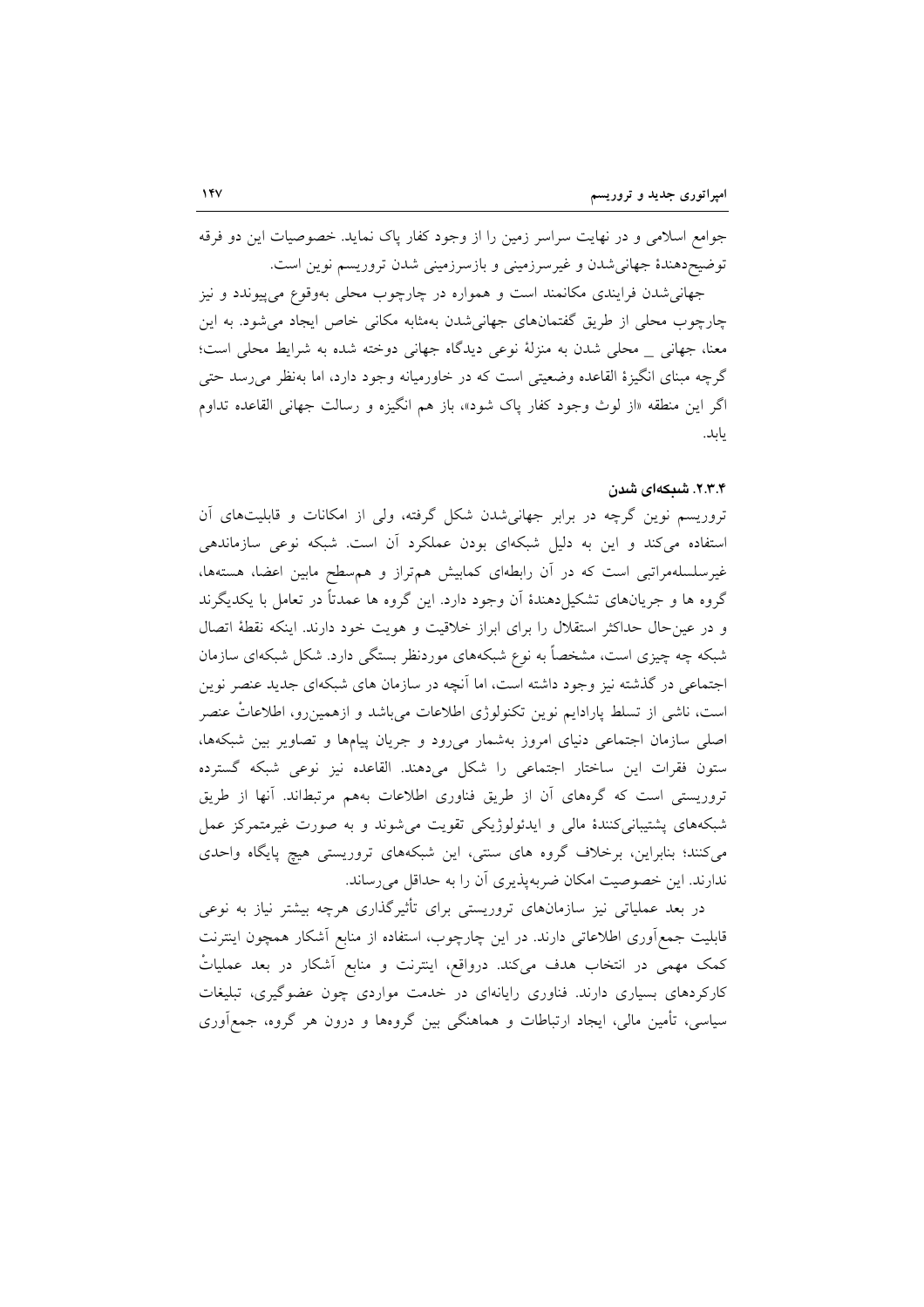جوامع اسلامی و در نهایت سراسر زمین را از وجود کفار پاک نماید. خصوصیات این دو فرقه توضیح‌دهندهٔ جهانی‌شدن و غیرسرزمینی و بازسرزمینی شدن تروریسم نوین است.

جهانی‌شدن فرایندی مکانمند است و همواره در چارچوب محلی به‌وقوع می‌پیوندد و نیز چارچوب محلی از طریق گفتمان‌های جهانی‌شدن به‌مثابه مکانی خاص ایجاد می‌شود. به این معنا، جهانی _ محلی شدن به منزلهٔ نوعی دیدگاه جهانی دوخته شده به شرایط محلی است؛ گرچه مبنای انگیزهٔ القاعده وضعیتی است که در خاورمیانه وجود دارد، اما به‌نظر می‌رسد حتی اگر این منطقه «از لوث وجود کفار پاک شود»، باز هم انگیزه و رسالت جهانی القاعده تداوم یابد.

### ۲.۳.۴. شبکه‌ای شدن

تروریسم نوین گرچه در برابر جهانی‌شدن شکل گرفته، ولی از امکانات و قابلیت‌های آن استفاده می‌کند و این به دلیل شبکه‌ای بودن عملکرد آن است. شبکه نوعی سازماندهی غیرسلسله‌مراتبی است که در آن رابطه‌ای کمابیش هم‌تراز و هم‌سطح مابین اعضا، هسته‌ها، گروه ها و جریان‌های تشکیل‌دهندهٔ آن وجود دارد. این گروه ها عمدتاً در تعامل با یکدیگرند و در عین‌حال حداکثر استقلال را برای ابراز خلاقیت و هویت خود دارند. اینکه نقطهٔ اتصال شبکه چه چیزی است، مشخصاً به نوع شبکه‌های موردنظر بستگی دارد. شکل شبکه‌ای سازمان اجتماعی در گذشته نیز وجود داشته است، اما آنچه در سازمان های شبکه‌ای جدید عنصر نوین است، ناشی از تسلط پارادایم نوین تکنولوژی اطلاعات می‌باشد و ازهمین‌رو، اطلاعاتْ عنصر اصلی سازمان اجتماعی دنیای امروز به‌شمار می‌رود و جریان پیام‌ها و تصاویر بین شبکه‌ها، ستون فقرات این ساختار اجتماعی را شکل می‌دهند. القاعده نیز نوعی شبکه گسترده تروریستی است که گروه‌های آن از طریق فناوری اطلاعات به‌هم مرتبط‌اند. آنها از طریق شبکه‌های پشتیبانی‌کنندهٔ مالی و ایدئولوژیکی تقویت می‌شوند و به صورت غیرمتمرکز عمل می‌کنند؛ بنابراین، برخلاف گروه های سنتی، این شبکه‌های تروریستی هیچ پایگاه واحدی ندارند. این خصوصیت امکان ضربه‌پذیری آن را به حداقل می‌رساند.

در بعد عملیاتی نیز سازمان‌های تروریستی برای تأثیرگذاری هرچه بیشتر نیاز به نوعی قابلیت جمع‌آوری اطلاعاتی دارند. در این چارچوب، استفاده از منابع آشکار همچون اینترنت کمک مهمی در انتخاب هدف می‌کند. درواقع، اینترنت و منابع آشکار در بعد عملیاتْ کارکردهای بسیاری دارند. فناوری رایانه‌ای در خدمت مواردی چون عضوگیری، تبلیغات سیاسی، تأمین مالی، ایجاد ارتباطات و هماهنگی بین گروه‌ها و درون هر گروه، جمع‌آوری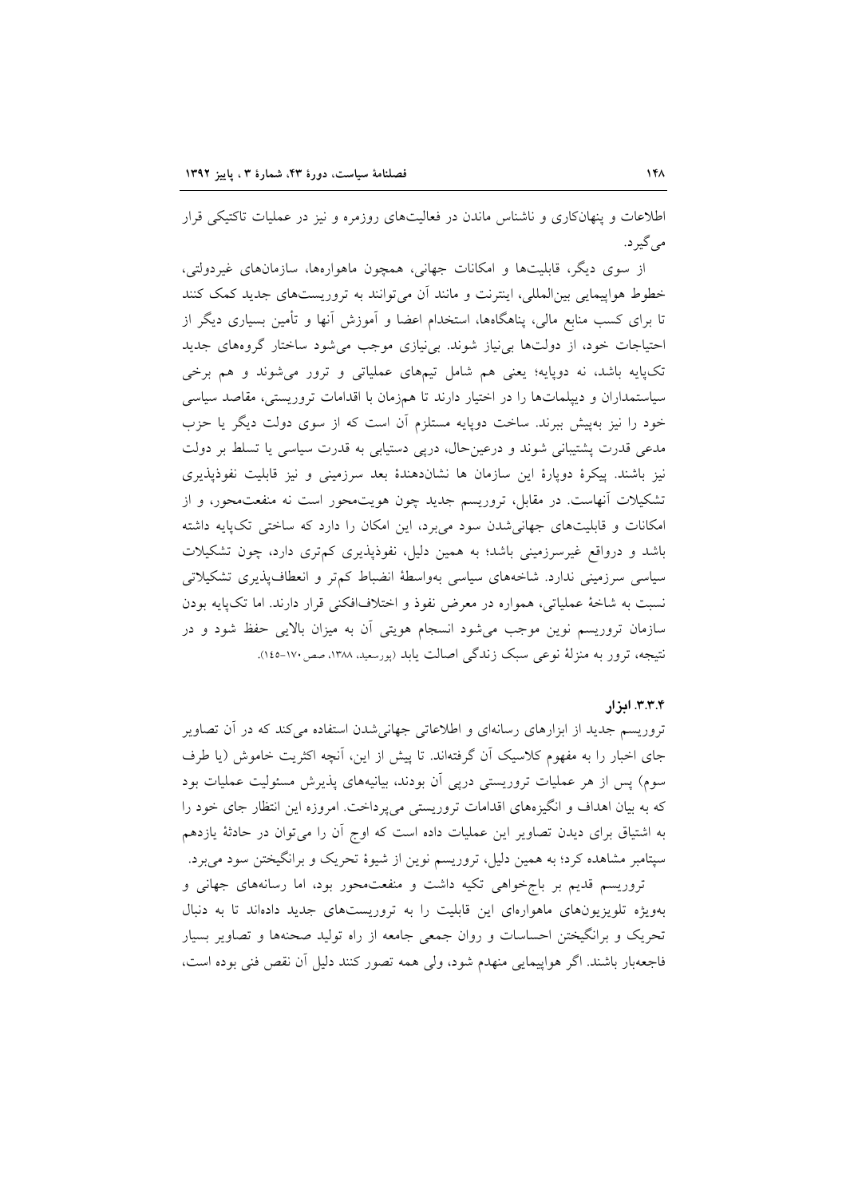اطلاعات و پنهان‌کاری و ناشناس ماندن در فعالیت‌های روزمره و نیز در عملیات تاکتیکی قرار می‌گیرد.

از سوی دیگر، قابلیت‌ها و امکانات جهانی، همچون ماهواره‌ها، سازمان‌های غیردولتی، خطوط هواپیمایی بین‌المللی، اینترنت و مانند آن می‌توانند به تروریست‌های جدید کمک کنند تا برای کسب منابع مالی، پناهگاه‌ها، استخدام اعضا و آموزش آنها و تأمین بسیاری دیگر از احتیاجات خود، از دولت‌ها بی‌نیاز شوند. بی‌نیازی موجب می‌شود ساختار گروه‌های جدید تک‌پایه باشد، نه دوپایه؛ یعنی هم شامل تیم‌های عملیاتی و ترور می‌شوند و هم برخی سیاستمداران و دیپلمات‌ها را در اختیار دارند تا هم‌زمان با اقدامات تروریستی، مقاصد سیاسی خود را نیز به‌پیش ببرند. ساخت دوپایه مستلزم آن است که از سوی دولت دیگر یا حزب مدعی قدرت پشتیبانی شوند و درعین‌حال، درپی دستیابی به قدرت سیاسی یا تسلط بر دولت نیز باشند. پیکرۀ دوپارۀ این سازمان ها نشان‌دهندۀ بعد سرزمینی و نیز قابلیت نفوذپذیری تشکیلات آنهاست. در مقابل، تروریسم جدید چون هویت‌محور است نه منفعت‌محور، و از امکانات و قابلیت‌های جهانی‌شدن سود می‌برد، این امکان را دارد که ساختی تک‌پایه داشته باشد و درواقع غیرسرزمینی باشد؛ به همین دلیل، نفوذپذیری کم‌تری دارد، چون تشکیلات سیاسی سرزمینی ندارد. شاخه‌های سیاسی به‌واسطۀ انضباط کم‌تر و انعطاف‌پذیری تشکیلاتی نسبت به شاخۀ عملیاتی، همواره در معرض نفوذ و اختلاف‌افکنی قرار دارند. اما تک‌پایه بودن سازمان تروریسم نوین موجب می‌شود انسجام هویتی آن به میزان بالایی حفظ شود و در نتیجه، ترور به منزلۀ نوعی سبک زندگی اصالت یابد (پورسعید، ۱۳۸۸، صص۱۷۰-۱۴۵).

#### ۳.۳.۴. ابزار

تروریسم جدید از ابزارهای رسانه‌ای و اطلاعاتی جهانی‌شدن استفاده می‌کند که در آن تصاویر جای اخبار را به مفهوم کلاسیک آن گرفته‌اند. تا پیش از این، آنچه اکثریت خاموش (یا طرف سوم) پس از هر عملیات تروریستی درپی آن بودند، بیانیه‌های پذیرش مسئولیت عملیات بود که به بیان اهداف و انگیزه‌های اقدامات تروریستی می‌پرداخت. امروزه این انتظار جای خود را به اشتیاق برای دیدن تصاویر این عملیات داده است که اوج آن را می‌توان در حادثۀ یازدهم سپتامبر مشاهده کرد؛ به همین دلیل، تروریسم نوین از شیوۀ تحریک و برانگیختن سود می‌برد.

تروریسم قدیم بر باج‌خواهی تکیه داشت و منفعت‌محور بود، اما رسانه‌های جهانی و به‌ویژه تلویزیون‌های ماهواره‌ای این قابلیت را به تروریست‌های جدید داده‌اند تا به دنبال تحریک و برانگیختن احساسات و روان جمعی جامعه از راه تولید صحنه‌ها و تصاویر بسیار فاجعه‌بار باشند. اگر هواپیمایی منهدم شود، ولی همه تصور کنند دلیل آن نقص فنی بوده است،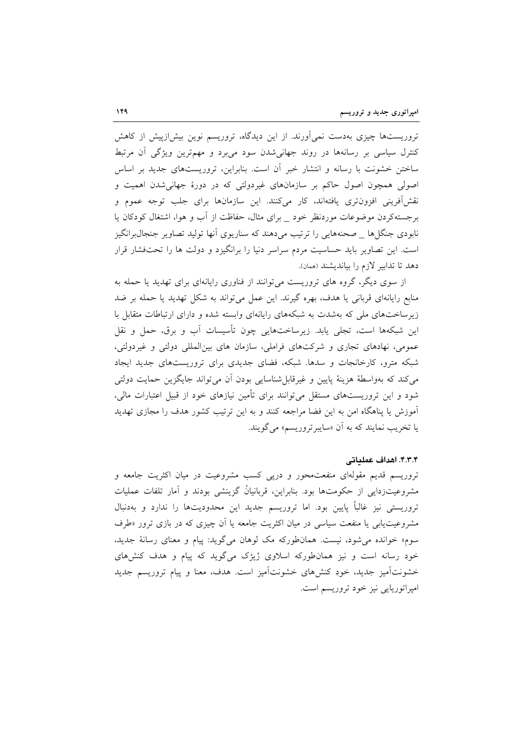تروریست‌ها چیزی به‌دست نمی‌آورند. از این دیدگاه، تروریسم نوین بیش‌ازپیش از کاهش کنترل سیاسی بر رسانه‌ها در روند جهانی‌شدن سود می‌برد و مهم‌ترین ویژگی آن مرتبط ساختن خشونت با رسانه و انتشار خبر آن است. بنابراین، تروریست‌های جدید بر اساس اصولی همچون اصول حاکم بر سازمان‌های غیردولتی که در دورهٔ جهانی‌شدن اهمیت و نقش‌آفرینی افزون‌تری یافته‌اند، کار می‌کنند. این سازمان‌ها برای جلب توجه عموم و برجسته‌کردن موضوعات موردنظر خود _ برای مثال، حفاظت از آب و هوا، اشتغال کودکان یا نابودی جنگل‌ها _ صحنه‌هایی را ترتیب می‌دهند که سناریوی آنها تولید تصاویر جنجال‌برانگیز است. این تصاویر باید حساسیت مردم سراسر دنیا را برانگیزد و دولت ها را تحت‌فشار قرار دهد تا تدابیر لازم را بیاندیشند (همان).

از سوی دیگر، گروه های تروریست می‌توانند از فناوری رایانه‌ای برای تهدید یا حمله به منابع رایانه‌ای قربانی یا هدف، بهره گیرند. این عمل می‌تواند به شکل تهدید یا حمله بر ضد زیرساخت‌های ملی که به‌شدت به شبکه‌های رایانه‌ای وابسته شده و دارای ارتباطات متقابل با این شبکه‌ها است، تجلی یابد. زیرساخت‌هایی چون تأسیسات آب و برق، حمل و نقل عمومی، نهادهای تجاری و شرکت‌های فراملی، سازمان های بین‌المللی دولتی و غیردولتی، شبکه مترو، کارخانجات و سدها. شبکه، فضای جدیدی برای تروریست‌های جدید ایجاد می‌کند که به‌واسطهٔ هزینهٔ پایین و غیرقابل‌شناسایی بودن آن می‌تواند جایگزین حمایت دولتی شود و این تروریست‌های مستقل می‌توانند برای تأمین نیازهای خود از قبیل اعتبارات مالی، آموزش یا پناهگاه امن به این فضا مراجعه کنند و به این ترتیب کشور هدف را مجازی تهدید یا تخریب نمایند که به آن «سایبرتروریسم» می‌گویند.

### ۴.۳.۴. اهداف عملیاتی

تروریسم قدیم مقوله‌ای منفعت‌محور و درپی کسب مشروعیت در میان اکثریت جامعه و مشروعیت‌زدایی از حکومت‌ها بود. بنابراین، قربانیانْ گزینشی بودند و آمار تلفات عملیات تروریستی نیز غالباً پایین بود. اما تروریسم جدید این محدودیت‌ها را ندارد و به‌دنبال مشروعیت‌یابی یا منفعت سیاسی در میان اکثریت جامعه یا آن چیزی که در بازی ترور «طرف سوم» خوانده می‌شود، نیست. همان‌طورکه مک لوهان می‌گوید: پیام و معنای رسانهٔ جدید، خود رسانه است و نیز همان‌طورکه اسلاوی ژیژک می‌گوید که پیام و هدف کنش‌های خشونت‌آمیز جدید، خود کنش‌های خشونت‌آمیز است. هدف، معنا و پیام تروریسم جدید امپراتوریایی نیز خود تروریسم است.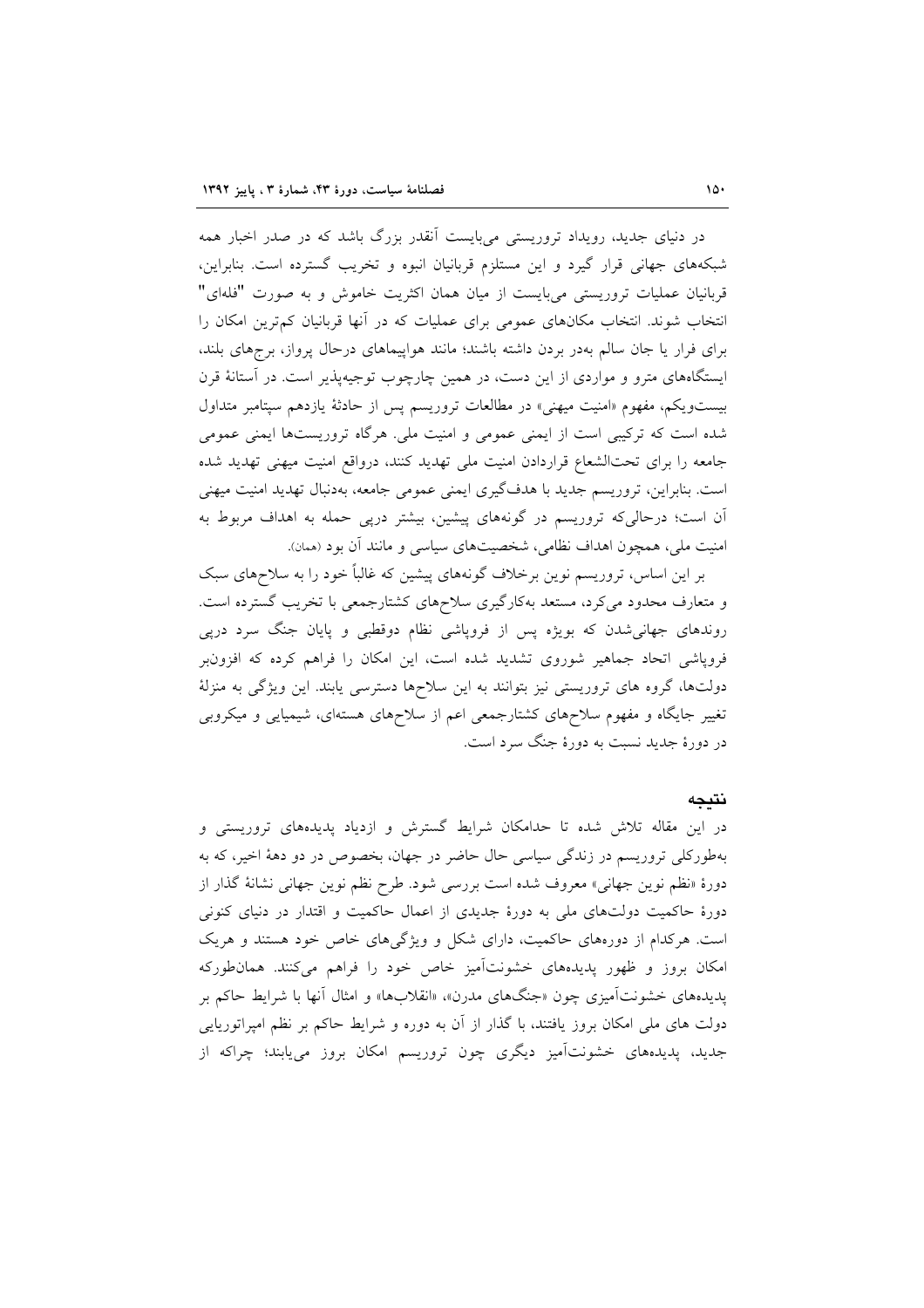در دنیای جدید، رویداد تروریستی می‌بایست آنقدر بزرگ باشد که در صدر اخبار همه شبکه‌های جهانی قرار گیرد و این مستلزم قربانیان انبوه و تخریب گسترده است. بنابراین، قربانیان عملیات تروریستی می‌بایست از میان همان اکثریت خاموش و به صورت "فله‌ای" انتخاب شوند. انتخاب مکان‌های عمومی برای عملیات که در آنها قربانیان کم‌ترین امکان را برای فرار یا جان سالم به‌در بردن داشته باشند؛ مانند هواپیماهای درحال پرواز، برج‌های بلند، ایستگاه‌های مترو و مواردی از این دست، در همین چارچوب توجیه‌پذیر است. در آستانهٔ قرن بیست‌ویکم، مفهوم «امنیت میهنی» در مطالعات تروریسم پس از حادثهٔ یازدهم سپتامبر متداول شده است که ترکیبی است از ایمنی عمومی و امنیت ملی. هرگاه تروریست‌ها ایمنی عمومی جامعه را برای تحت‌الشعاع قراردادن امنیت ملی تهدید کنند، درواقع امنیت میهنی تهدید شده است. بنابراین، تروریسم جدید با هدف‌گیری ایمنی عمومی جامعه، به‌دنبال تهدید امنیت میهنی آن است؛ درحالی‌که تروریسم در گونه‌های پیشین، بیشتر درپی حمله به اهداف مربوط به امنیت ملی، همچون اهداف نظامی، شخصیت‌های سیاسی و مانند آن بود (همان).

بر این اساس، تروریسم نوین برخلاف گونه‌های پیشین که غالباً خود را به سلاح‌های سبک و متعارف محدود می‌کرد، مستعد به‌کارگیری سلاح‌های کشتارجمعی با تخریب گسترده است. روندهای جهانی‌شدن که بویژه پس از فروپاشی نظام دوقطبی و پایان جنگ سرد درپی فروپاشی اتحاد جماهیر شوروی تشدید شده است، این امکان را فراهم کرده که افزون‌بر دولت‌ها، گروه های تروریستی نیز بتوانند به این سلاح‌ها دسترسی یابند. این ویژگی به منزلهٔ تغییر جایگاه و مفهوم سلاح‌های کشتارجمعی اعم از سلاح‌های هسته‌ای، شیمیایی و میکروبی در دورهٔ جدید نسبت به دورهٔ جنگ سرد است.

## نتیجه

در این مقاله تلاش شده تا حدامکان شرایط گسترش و ازدیاد پدیده‌های تروریستی و به‌طورکلی تروریسم در زندگی سیاسی حال حاضر در جهان، بخصوص در دو دههٔ اخیر، که به دورهٔ «نظم نوین جهانی» معروف شده است بررسی شود. طرح نظم نوین جهانی نشانهٔ گذار از دورهٔ حاکمیت دولت‌های ملی به دورهٔ جدیدی از اعمال حاکمیت و اقتدار در دنیای کنونی است. هرکدام از دوره‌های حاکمیت، دارای شکل و ویژگی‌های خاص خود هستند و هریک امکان بروز و ظهور پدیده‌های خشونت‌آمیز خاص خود را فراهم می‌کنند. همان‌طورکه پدیده‌های خشونت‌آمیزی چون «جنگ‌های مدرن»، «انقلاب‌ها» و امثال آنها با شرایط حاکم بر دولت های ملی امکان بروز یافتند، با گذار از آن به دوره و شرایط حاکم بر نظم امپراتوریایی جدید، پدیده‌های خشونت‌آمیز دیگری چون تروریسم امکان بروز می‌یابند؛ چراکه از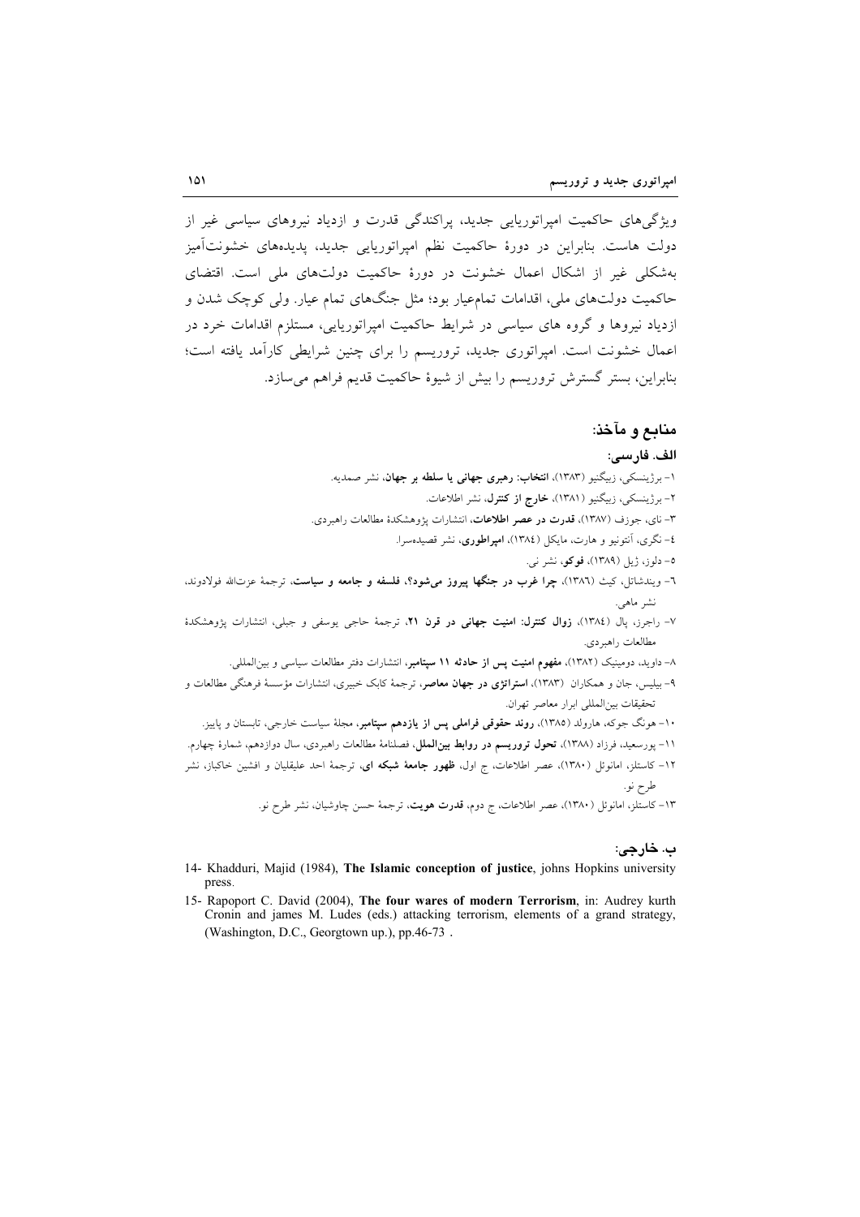ویژگی‌های حاکمیت امپراتوریایی جدید، پراکندگی قدرت و ازدیاد نیروهای سیاسی غیر از دولت هاست. بنابراین در دورهٔ حاکمیت نظم امپراتوریایی جدید، پدیده‌های خشونت‌آمیز به‌شکلی غیر از اشکال اعمال خشونت در دورهٔ حاکمیت دولت‌های ملی است. اقتضای حاکمیت دولت‌های ملی، اقدامات تمام‌عیار بود؛ مثل جنگ‌های تمام عیار. ولی کوچک شدن و ازدیاد نیروها و گروه های سیاسی در شرایط حاکمیت امپراتوریایی، مستلزم اقدامات خرد در اعمال خشونت است. امپراتوری جدید، تروریسم را برای چنین شرایطی کارآمد یافته است؛ بنابراین، بستر گسترش تروریسم را بیش از شیوهٔ حاکمیت قدیم فراهم می‌سازد.

## منابع و مآخذ:

### الف. فارسی:

۱- برژینسکی، زبیگنیو (۱۳۸۳)، **انتخاب: رهبری جهانی یا سلطه بر جهان**، نشر صمدیه.

۲- برژینسکی، زبیگنیو (۱۳۸۱)، **خارج از کنترل**، نشر اطلاعات.

۳- نای، جوزف (۱۳۸۷)، **قدرت در عصر اطلاعات**، انتشارات پژوهشکدهٔ مطالعات راهبردی.

٤- نگری، آنتونیو و هارت، مایکل (۱۳۸٤)، **امپراطوری**، نشر قصیده‌سرا.

٥- دلوز، ژیل (۱۳۸۹)، **فوکو**، نشر نی.

٦- ویندشاتل، کیث (۱۳۸٦)، **چرا غرب در جنگها پیروز می‌شود؟، فلسفه و جامعه و سیاست**، ترجمهٔ عزت‌الله فولادوند، نشر ماهی.

۷- راجرز، پال (۱۳۸٤)، **زوال کنترل: امنیت جهانی در قرن ۲۱**، ترجمهٔ حاجی یوسفی و جبلی، انتشارات پژوهشکدهٔ مطالعات راهبردی.

۸- داوید، دومینیک (۱۳۸۲)، **مفهوم امنیت پس از حادثه ۱۱ سپتامبر**، انتشارات دفتر مطالعات سیاسی و بین‌المللی.

۹- بیلیس، جان و همکاران (۱۳۸۳)، **استراتژی در جهان معاصر**، ترجمهٔ کابک خبیری، انتشارات مؤسسهٔ فرهنگی مطالعات و تحقیقات بین‌المللی ابرار معاصر تهران.

۱۰- هونگ جوکه، هارولد (۱۳۸۵)، **روند حقوقی فراملی پس از یازدهم سپتامبر**، مجلهٔ سیاست خارجی، تابستان و پاییز.

۱۱- پورسعید، فرزاد (۱۳۸۸)، **تحول تروریسم در روابط بین‌الملل**، فصلنامهٔ مطالعات راهبردی، سال دوازدهم، شمارهٔ چهارم.

۱۲- کاستلز، امانوئل (۱۳۸۰)، عصر اطلاعات، ج اول، **ظهور جامعهٔ شبکه ای**، ترجمهٔ احد علیقلیان و افشین خاکباز، نشر طرح نو.

۱۳- کاستلز، امانوئل (۱۳۸۰)، عصر اطلاعات، ج دوم، **قدرت هویت**، ترجمهٔ حسن چاوشیان، نشر طرح نو.

### ب. خارجی:

14- Khadduri, Majid (1984), **The Islamic conception of justice**, johns Hopkins university press.

15- Rapoport C. David (2004), **The four wares of modern Terrorism**, in: Audrey kurth Cronin and james M. Ludes (eds.) attacking terrorism, elements of a grand strategy, (Washington, D.C., Georgtown up.), pp.46-73 .